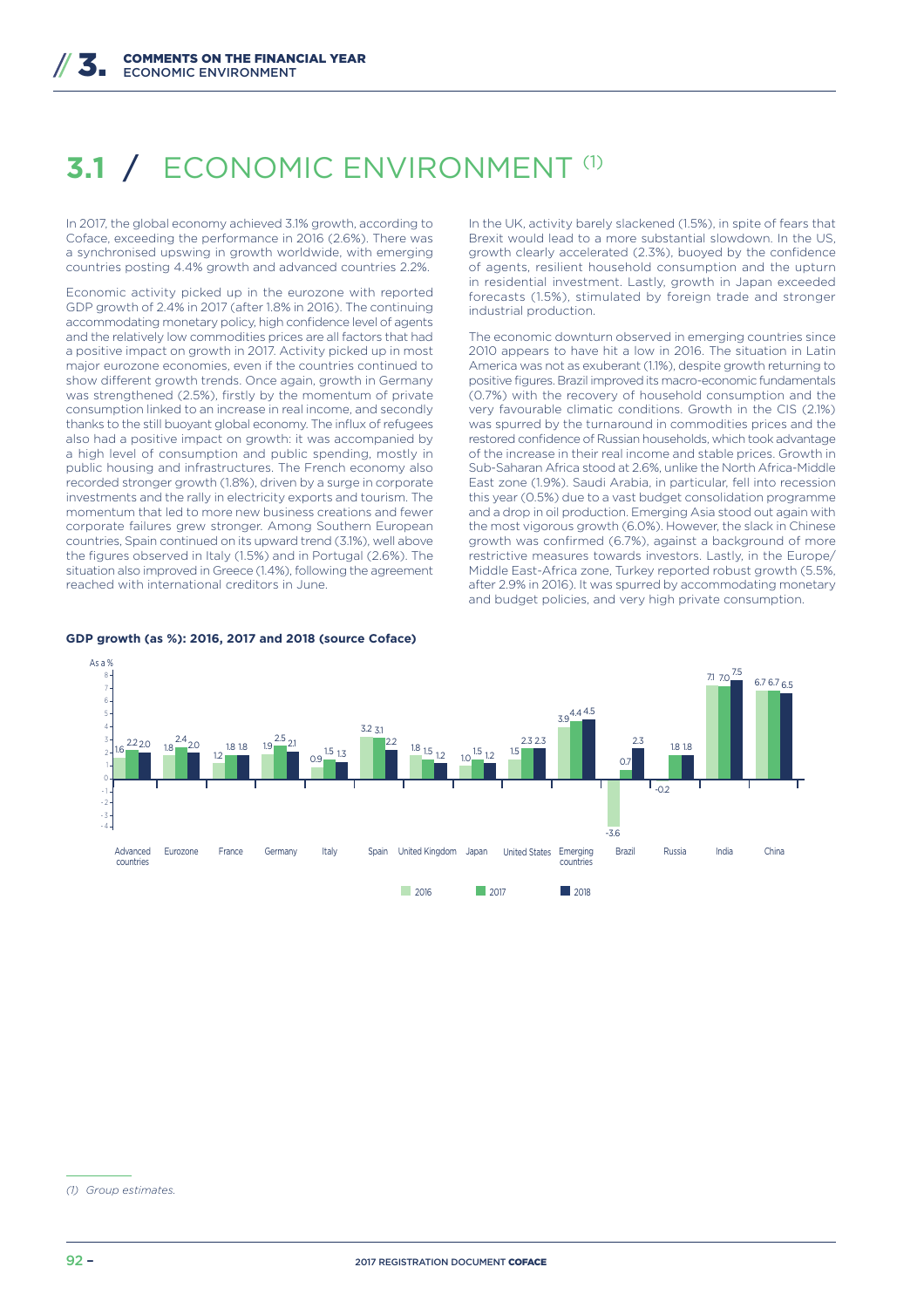# 3.1 / ECONOMIC ENVIRONMENT [1]

In 2017, the global economy achieved 3.1% growth, according to Coface, exceeding the performance in 2016 (2.6%). There was a synchronised upswing in growth worldwide, with emerging countries posting 4.4% growth and advanced countries 2.2%.

Economic activity picked up in the eurozone with reported GDP growth of 2.4% in 2017 (after 1.8% in 2016). The continuing accommodating monetary policy, high confidence level of agents and the relatively low commodities prices are all factors that had a positive impact on growth in 2017. Activity picked up in most major eurozone economies, even if the countries continued to show different growth trends. Once again, growth in Germany was strengthened (2.5%), firstly by the momentum of private consumption linked to an increase in real income, and secondly thanks to the still buoyant global economy. The influx of refugees also had a positive impact on growth: it was accompanied by a high level of consumption and public spending, mostly in public housing and infrastructures. The French economy also recorded stronger growth (1.8%), driven by a surge in corporate investments and the rally in electricity exports and tourism. The momentum that led to more new business creations and fewer corporate failures grew stronger. Among Southern European countries, Spain continued on its upward trend (3.1%), well above the figures observed in Italy (1.5%) and in Portugal (2.6%). The situation also improved in Greece (1.4%), following the agreement reached with international creditors in June.

In the UK, activity barely slackened (1.5%), in spite of fears that Brexit would lead to a more substantial slowdown. In the US, growth clearly accelerated (2.3%), buoyed by the confidence of agents, resilient household consumption and the upturn in residential investment. Lastly, growth in Japan exceeded forecasts (1.5%), stimulated by foreign trade and stronger industrial production.

The economic downturn observed in emerging countries since 2010 appears to have hit a low in 2016. The situation in Latin America was not as exuberant (1.1%), despite growth returning to positive figures. Brazil improved its macro-economic fundamentals (0.7%) with the recovery of household consumption and the very favourable climatic conditions. Growth in the CIS (2.1%) was spurred by the turnaround in commodities prices and the restored confidence of Russian households, which took advantage of the increase in their real income and stable prices. Growth in Sub-Saharan Africa stood at 2.6%, unlike the North Africa-Middle East zone (1.9%). Saudi Arabia, in particular, fell into recession this year (0.5%) due to a vast budget consolidation programme and a drop in oil production. Emerging Asia stood out again with the most vigorous growth (6.0%). However, the slack in Chinese growth was confirmed (6.7%), against a background of more restrictive measures towards investors. Lastly, in the Europe/Middle East-Africa zone, Turkey reported robust growth (5.5%, after 2.9% in 2016). It was spurred by accommodating monetary and budget policies, and very high private consumption.

**GDP growth (as %): 2016, 2017 and 2018 (source Coface)**

| As a % | 2016 | 2017 | 2018 |
|---|---|---|---|
| Advanced countries | 1.6 | 2.2 | 2.0 |
| Eurozone | 1.8 | 2.4 | 2.0 |
| France | 1.2 | 1.8 | 1.8 |
| Germany | 1.9 | 2.5 | 2.1 |
| Italy | 0.9 | 1.5 | 1.3 |
| Spain | 3.2 | 3.1 | 2.2 |
| United Kingdom | 1.8 | 1.5 | 1.2 |
| Japan | 1.0 | 1.5 | 1.2 |
| United States | 1.5 | 2.3 | 2.3 |
| Emerging countries | 3.9 | 4.4 | 4.5 |
| Brazil | -3.6 | 0.7 | 2.3 |
| Russia | -0.2 | 1.8 | 1.8 |
| India | 7.1 | 7.0 | 7.5 |
| China | 6.7 | 6.7 | 6.5 |

(1) Group estimates.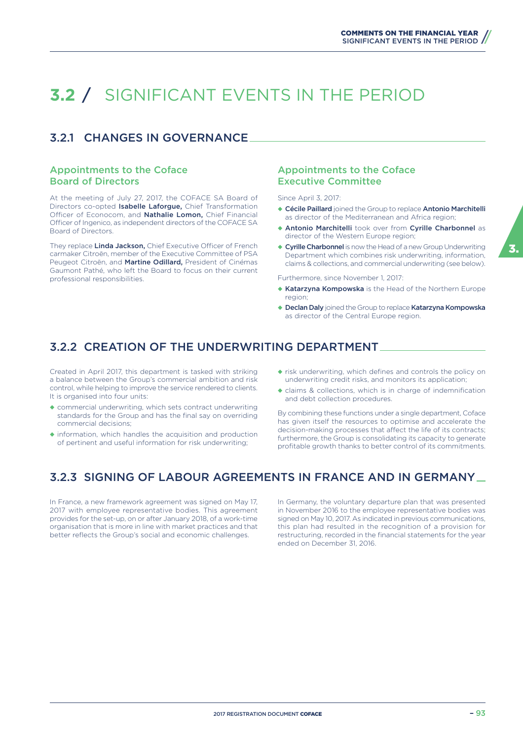# 3.2 / SIGNIFICANT EVENTS IN THE PERIOD

## 3.2.1 CHANGES IN GOVERNANCE

### Appointments to the Coface Board of Directors

At the meeting of July 27, 2017, the COFACE SA Board of Directors co-opted **Isabelle Laforgue,** Chief Transformation Officer of Econocom, and **Nathalie Lomon,** Chief Financial Officer of Ingenico, as independent directors of the COFACE SA Board of Directors.

They replace **Linda Jackson,** Chief Executive Officer of French carmaker Citroën, member of the Executive Committee of PSA Peugeot Citroën, and **Martine Odillard,** President of Cinémas Gaumont Pathé, who left the Board to focus on their current professional responsibilities.

### Appointments to the Coface Executive Committee

Since April 3, 2017:

- **Cécile Paillard** joined the Group to replace **Antonio Marchitelli** as director of the Mediterranean and Africa region;
- **Antonio Marchitelli** took over from **Cyrille Charbonnel** as director of the Western Europe region;
- **Cyrille Charbonnel** is now the Head of a new Group Underwriting Department which combines risk underwriting, information, claims & collections, and commercial underwriting (see below).

Furthermore, since November 1, 2017:

- **Katarzyna Kompowska** is the Head of the Northern Europe region;
- **Declan Daly** joined the Group to replace **Katarzyna Kompowska** as director of the Central Europe region.

## 3.2.2 CREATION OF THE UNDERWRITING DEPARTMENT

Created in April 2017, this department is tasked with striking a balance between the Group's commercial ambition and risk control, while helping to improve the service rendered to clients. It is organised into four units:

- commercial underwriting, which sets contract underwriting standards for the Group and has the final say on overriding commercial decisions;
- information, which handles the acquisition and production of pertinent and useful information for risk underwriting;
- risk underwriting, which defines and controls the policy on underwriting credit risks, and monitors its application;
- claims & collections, which is in charge of indemnification and debt collection procedures.

By combining these functions under a single department, Coface has given itself the resources to optimise and accelerate the decision-making processes that affect the life of its contracts; furthermore, the Group is consolidating its capacity to generate profitable growth thanks to better control of its commitments.

## 3.2.3 SIGNING OF LABOUR AGREEMENTS IN FRANCE AND IN GERMANY

In France, a new framework agreement was signed on May 17, 2017 with employee representative bodies. This agreement provides for the set-up, on or after January 2018, of a work-time organisation that is more in line with market practices and that better reflects the Group's social and economic challenges.

In Germany, the voluntary departure plan that was presented in November 2016 to the employee representative bodies was signed on May 10, 2017. As indicated in previous communications, this plan had resulted in the recognition of a provision for restructuring, recorded in the financial statements for the year ended on December 31, 2016.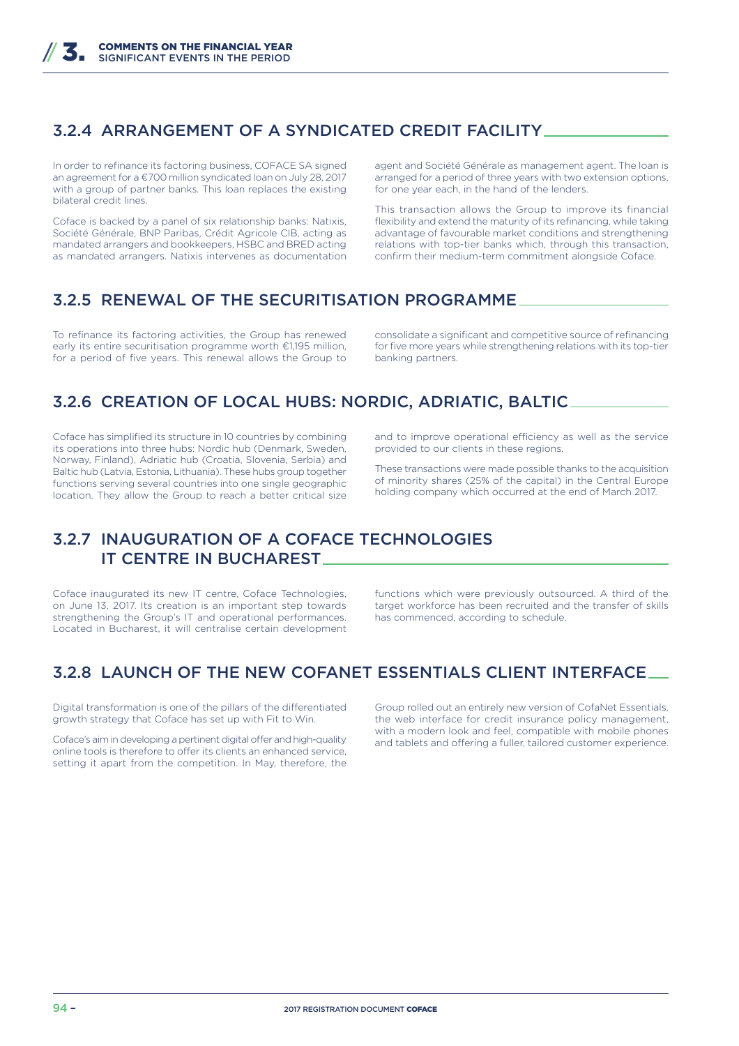### 3.2.4 ARRANGEMENT OF A SYNDICATED CREDIT FACILITY

In order to refinance its factoring business, COFACE SA signed an agreement for a €700 million syndicated loan on July 28, 2017 with a group of partner banks. This loan replaces the existing bilateral credit lines.

Coface is backed by a panel of six relationship banks: Natixis, Société Générale, BNP Paribas, Crédit Agricole CIB, acting as mandated arrangers and bookkeepers, HSBC and BRED acting as mandated arrangers. Natixis intervenes as documentation agent and Société Générale as management agent. The loan is arranged for a period of three years with two extension options, for one year each, in the hand of the lenders.

This transaction allows the Group to improve its financial flexibility and extend the maturity of its refinancing, while taking advantage of favourable market conditions and strengthening relations with top-tier banks which, through this transaction, confirm their medium-term commitment alongside Coface.

### 3.2.5 RENEWAL OF THE SECURITISATION PROGRAMME

To refinance its factoring activities, the Group has renewed early its entire securitisation programme worth €1,195 million, for a period of five years. This renewal allows the Group to consolidate a significant and competitive source of refinancing for five more years while strengthening relations with its top-tier banking partners.

### 3.2.6 CREATION OF LOCAL HUBS: NORDIC, ADRIATIC, BALTIC

Coface has simplified its structure in 10 countries by combining its operations into three hubs: Nordic hub (Denmark, Sweden, Norway, Finland), Adriatic hub (Croatia, Slovenia, Serbia) and Baltic hub (Latvia, Estonia, Lithuania). These hubs group together functions serving several countries into one single geographic location. They allow the Group to reach a better critical size and to improve operational efficiency as well as the service provided to our clients in these regions.

These transactions were made possible thanks to the acquisition of minority shares (25% of the capital) in the Central Europe holding company which occurred at the end of March 2017.

### 3.2.7 INAUGURATION OF A COFACE TECHNOLOGIES IT CENTRE IN BUCHAREST

Coface inaugurated its new IT centre, Coface Technologies, on June 13, 2017. Its creation is an important step towards strengthening the Group's IT and operational performances. Located in Bucharest, it will centralise certain development functions which were previously outsourced. A third of the target workforce has been recruited and the transfer of skills has commenced, according to schedule.

### 3.2.8 LAUNCH OF THE NEW COFANET ESSENTIALS CLIENT INTERFACE

Digital transformation is one of the pillars of the differentiated growth strategy that Coface has set up with Fit to Win.

Coface's aim in developing a pertinent digital offer and high-quality online tools is therefore to offer its clients an enhanced service, setting it apart from the competition. In May, therefore, the Group rolled out an entirely new version of CofaNet Essentials, the web interface for credit insurance policy management, with a modern look and feel, compatible with mobile phones and tablets and offering a fuller, tailored customer experience.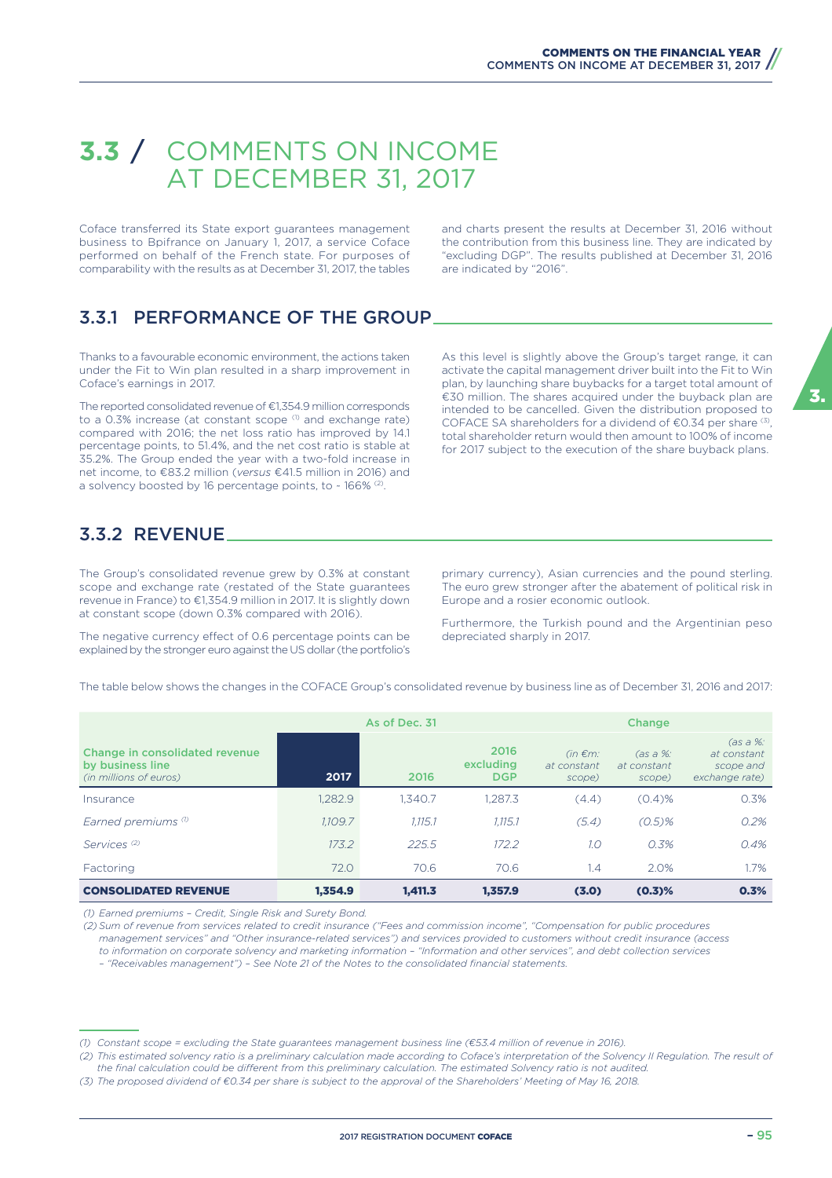# 3.3 / COMMENTS ON INCOME AT DECEMBER 31, 2017

Coface transferred its State export guarantees management business to Bpifrance on January 1, 2017, a service Coface performed on behalf of the French state. For purposes of comparability with the results as at December 31, 2017, the tables and charts present the results at December 31, 2016 without the contribution from this business line. They are indicated by "excluding DGP". The results published at December 31, 2016 are indicated by "2016".

## 3.3.1 PERFORMANCE OF THE GROUP

Thanks to a favourable economic environment, the actions taken under the Fit to Win plan resulted in a sharp improvement in Coface's earnings in 2017.

The reported consolidated revenue of €1,354.9 million corresponds to a 0.3% increase (at constant scope [1] and exchange rate) compared with 2016; the net loss ratio has improved by 14.1 percentage points, to 51.4%, and the net cost ratio is stable at 35.2%. The Group ended the year with a two-fold increase in net income, to €83.2 million (*versus* €41.5 million in 2016) and a solvency boosted by 16 percentage points, to ~ 166% [2].

As this level is slightly above the Group's target range, it can activate the capital management driver built into the Fit to Win plan, by launching share buybacks for a target total amount of €30 million. The shares acquired under the buyback plan are intended to be cancelled. Given the distribution proposed to COFACE SA shareholders for a dividend of €0.34 per share [3], total shareholder return would then amount to 100% of income for 2017 subject to the execution of the share buyback plans.

## 3.3.2 REVENUE

The Group's consolidated revenue grew by 0.3% at constant scope and exchange rate (restated of the State guarantees revenue in France) to €1,354.9 million in 2017. It is slightly down at constant scope (down 0.3% compared with 2016).

The negative currency effect of 0.6 percentage points can be explained by the stronger euro against the US dollar (the portfolio's primary currency), Asian currencies and the pound sterling. The euro grew stronger after the abatement of political risk in Europe and a rosier economic outlook.

Furthermore, the Turkish pound and the Argentinian peso depreciated sharply in 2017.

The table below shows the changes in the COFACE Group's consolidated revenue by business line as of December 31, 2016 and 2017:

| Change in consolidated revenue by business line *(in millions of euros)* | As of Dec. 31 2017 | 2016 | 2016 excluding DGP | Change *(in €m: at constant scope)* | *(as a %: at constant scope)* | *(as a %: at constant scope and exchange rate)* |
|---|---|---|---|---|---|---|
| Insurance | 1,282.9 | 1,340.7 | 1,287.3 | (4.4) | (0.4)% | 0.3% |
| *Earned premiums [1]* | *1,109.7* | *1,115.1* | *1,115.1* | *(5.4)* | *(0.5)%* | *0.2%* |
| *Services [2]* | *173.2* | *225.5* | *172.2* | *1.0* | *0.3%* | *0.4%* |
| Factoring | 72.0 | 70.6 | 70.6 | 1.4 | 2.0% | 1.7% |
| **CONSOLIDATED REVENUE** | **1,354.9** | **1,411.3** | **1,357.9** | **(3.0)** | **(0.3)%** | **0.3%** |

*(1) Earned premiums – Credit, Single Risk and Surety Bond.*

*(2) Sum of revenue from services related to credit insurance ("Fees and commission income", "Compensation for public procedures management services" and "Other insurance-related services") and services provided to customers without credit insurance (access to information on corporate solvency and marketing information – "Information and other services", and debt collection services – "Receivables management") – See Note 21 of the Notes to the consolidated financial statements.*

*(1) Constant scope = excluding the State guarantees management business line (€53.4 million of revenue in 2016).*

*(2) This estimated solvency ratio is a preliminary calculation made according to Coface's interpretation of the Solvency II Regulation. The result of the final calculation could be different from this preliminary calculation. The estimated Solvency ratio is not audited.*

*(3) The proposed dividend of €0.34 per share is subject to the approval of the Shareholders' Meeting of May 16, 2018.*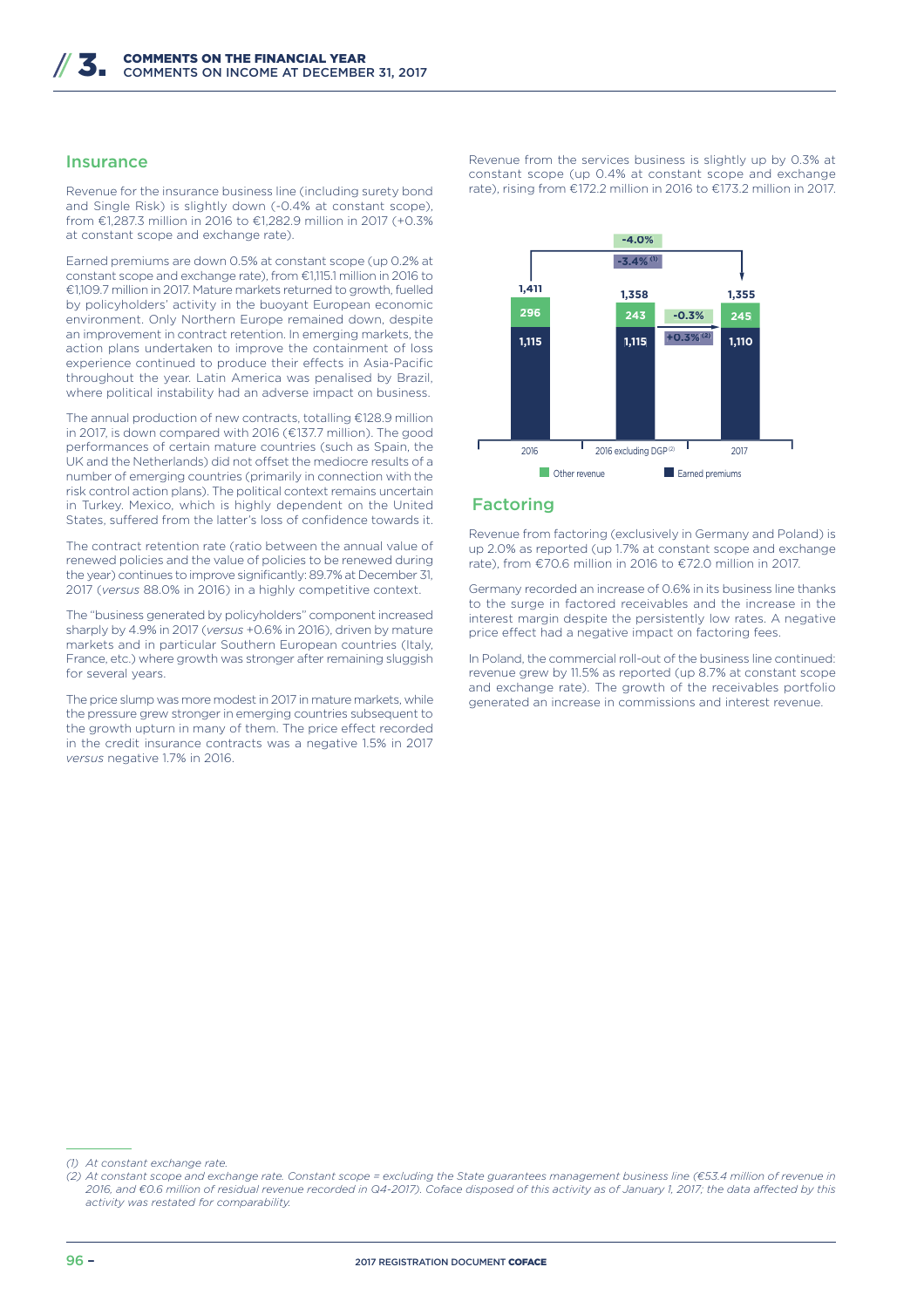## Insurance

Revenue for the insurance business line (including surety bond and Single Risk) is slightly down (-0.4% at constant scope), from €1,287.3 million in 2016 to €1,282.9 million in 2017 (+0.3% at constant scope and exchange rate).

Earned premiums are down 0.5% at constant scope (up 0.2% at constant scope and exchange rate), from €1,115.1 million in 2016 to €1,109.7 million in 2017. Mature markets returned to growth, fuelled by policyholders' activity in the buoyant European economic environment. Only Northern Europe remained down, despite an improvement in contract retention. In emerging markets, the action plans undertaken to improve the containment of loss experience continued to produce their effects in Asia-Pacific throughout the year. Latin America was penalised by Brazil, where political instability had an adverse impact on business.

The annual production of new contracts, totalling €128.9 million in 2017, is down compared with 2016 (€137.7 million). The good performances of certain mature countries (such as Spain, the UK and the Netherlands) did not offset the mediocre results of a number of emerging countries (primarily in connection with the risk control action plans). The political context remains uncertain in Turkey. Mexico, which is highly dependent on the United States, suffered from the latter's loss of confidence towards it.

The contract retention rate (ratio between the annual value of renewed policies and the value of policies to be renewed during the year) continues to improve significantly: 89.7% at December 31, 2017 (*versus* 88.0% in 2016) in a highly competitive context.

The "business generated by policyholders" component increased sharply by 4.9% in 2017 (*versus* +0.6% in 2016), driven by mature markets and in particular Southern European countries (Italy, France, etc.) where growth was stronger after remaining sluggish for several years.

The price slump was more modest in 2017 in mature markets, while the pressure grew stronger in emerging countries subsequent to the growth upturn in many of them. The price effect recorded in the credit insurance contracts was a negative 1.5% in 2017 *versus* negative 1.7% in 2016.

Revenue from the services business is slightly up by 0.3% at constant scope (up 0.4% at constant scope and exchange rate), rising from €172.2 million in 2016 to €173.2 million in 2017.

| | 2016 | 2016 excluding DGP [2] | 2017 |
|---|---|---|---|
| Other revenue | 296 | 243 | 245 |
| Earned premiums | 1,115 | 1,115 | 1,110 |
| Total | 1,411 | 1,358 | 1,355 |

2016 to 2017: -4.0%; -3.4% [1]

Other revenue, 2016 excluding DGP to 2017: -0.3%; Earned premiums: +0.3% [2]

## Factoring

Revenue from factoring (exclusively in Germany and Poland) is up 2.0% as reported (up 1.7% at constant scope and exchange rate), from €70.6 million in 2016 to €72.0 million in 2017.

Germany recorded an increase of 0.6% in its business line thanks to the surge in factored receivables and the increase in the interest margin despite the persistently low rates. A negative price effect had a negative impact on factoring fees.

In Poland, the commercial roll-out of the business line continued: revenue grew by 11.5% as reported (up 8.7% at constant scope and exchange rate). The growth of the receivables portfolio generated an increase in commissions and interest revenue.

---

*(1) At constant exchange rate.*

*(2) At constant scope and exchange rate. Constant scope = excluding the State guarantees management business line (€53.4 million of revenue in 2016, and €0.6 million of residual revenue recorded in Q4-2017). Coface disposed of this activity as of January 1, 2017; the data affected by this activity was restated for comparability.*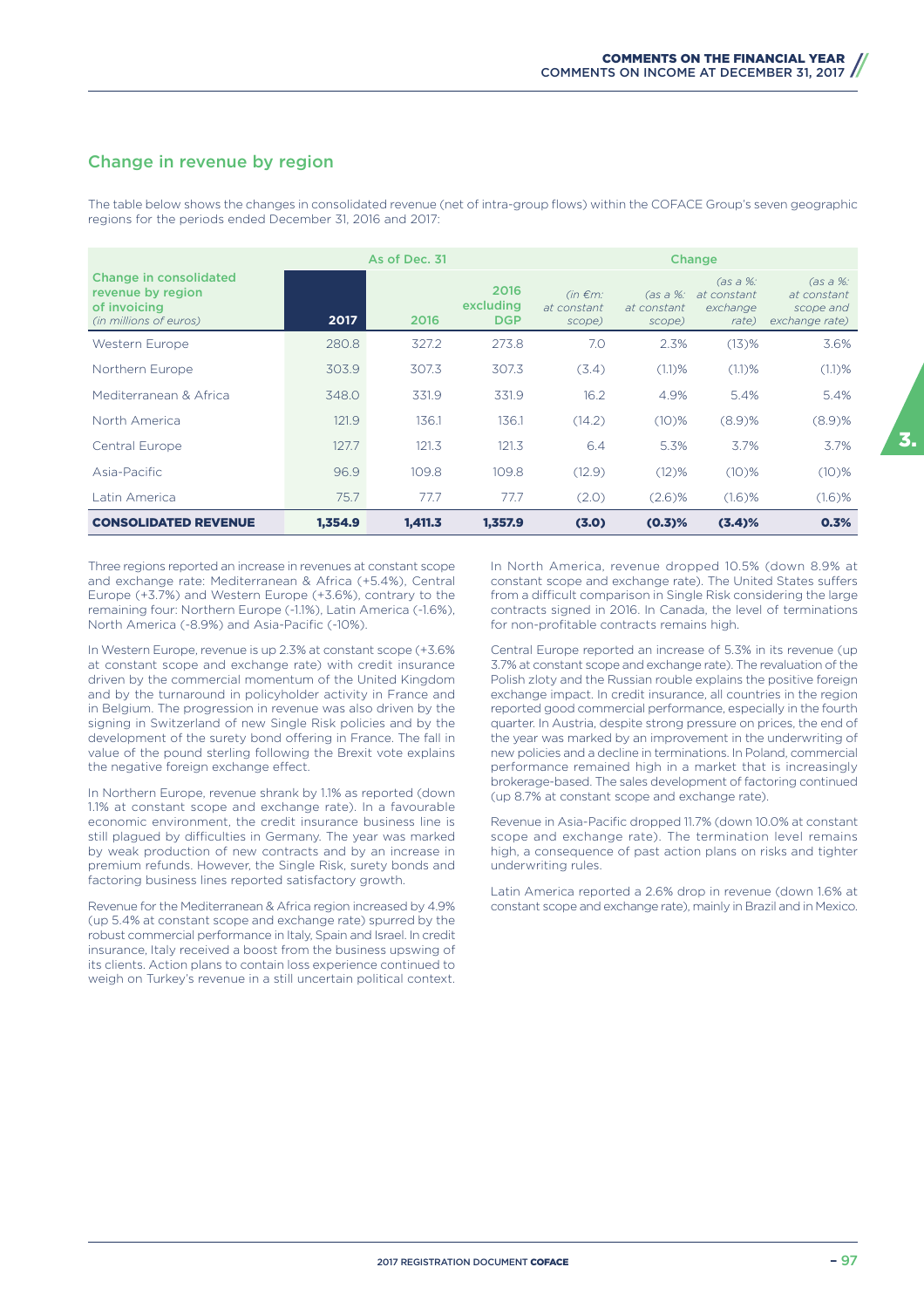## Change in revenue by region

The table below shows the changes in consolidated revenue (net of intra-group flows) within the COFACE Group's seven geographic regions for the periods ended December 31, 2016 and 2017:

| Change in consolidated revenue by region of invoicing *(in millions of euros)* | As of Dec. 31 | | | Change | | | |
|---|---|---|---|---|---|---|---|
| | 2017 | 2016 | 2016 excluding DGP | *(in €m: at constant scope)* | *(as a %: at constant scope)* | *(as a %: at constant exchange rate)* | *(as a %: at constant scope and exchange rate)* |
| Western Europe | 280.8 | 327.2 | 273.8 | 7.0 | 2.3% | (13)% | 3.6% |
| Northern Europe | 303.9 | 307.3 | 307.3 | (3.4) | (1.1)% | (1.1)% | (1.1)% |
| Mediterranean & Africa | 348.0 | 331.9 | 331.9 | 16.2 | 4.9% | 5.4% | 5.4% |
| North America | 121.9 | 136.1 | 136.1 | (14.2) | (10)% | (8.9)% | (8.9)% |
| Central Europe | 127.7 | 121.3 | 121.3 | 6.4 | 5.3% | 3.7% | 3.7% |
| Asia-Pacific | 96.9 | 109.8 | 109.8 | (12.9) | (12)% | (10)% | (10)% |
| Latin America | 75.7 | 77.7 | 77.7 | (2.0) | (2.6)% | (1.6)% | (1.6)% |
| **CONSOLIDATED REVENUE** | **1,354.9** | **1,411.3** | **1,357.9** | **(3.0)** | **(0.3)%** | **(3.4)%** | **0.3%** |

Three regions reported an increase in revenues at constant scope and exchange rate: Mediterranean & Africa (+5.4%), Central Europe (+3.7%) and Western Europe (+3.6%), contrary to the remaining four: Northern Europe (-1.1%), Latin America (-1.6%), North America (-8.9%) and Asia-Pacific (-10%).

In Western Europe, revenue is up 2.3% at constant scope (+3.6% at constant scope and exchange rate) with credit insurance driven by the commercial momentum of the United Kingdom and by the turnaround in policyholder activity in France and in Belgium. The progression in revenue was also driven by the signing in Switzerland of new Single Risk policies and by the development of the surety bond offering in France. The fall in value of the pound sterling following the Brexit vote explains the negative foreign exchange effect.

In Northern Europe, revenue shrank by 1.1% as reported (down 1.1% at constant scope and exchange rate). In a favourable economic environment, the credit insurance business line is still plagued by difficulties in Germany. The year was marked by weak production of new contracts and by an increase in premium refunds. However, the Single Risk, surety bonds and factoring business lines reported satisfactory growth.

Revenue for the Mediterranean & Africa region increased by 4.9% (up 5.4% at constant scope and exchange rate) spurred by the robust commercial performance in Italy, Spain and Israel. In credit insurance, Italy received a boost from the business upswing of its clients. Action plans to contain loss experience continued to weigh on Turkey's revenue in a still uncertain political context.

In North America, revenue dropped 10.5% (down 8.9% at constant scope and exchange rate). The United States suffers from a difficult comparison in Single Risk considering the large contracts signed in 2016. In Canada, the level of terminations for non-profitable contracts remains high.

Central Europe reported an increase of 5.3% in its revenue (up 3.7% at constant scope and exchange rate). The revaluation of the Polish zloty and the Russian rouble explains the positive foreign exchange impact. In credit insurance, all countries in the region reported good commercial performance, especially in the fourth quarter. In Austria, despite strong pressure on prices, the end of the year was marked by an improvement in the underwriting of new policies and a decline in terminations. In Poland, commercial performance remained high in a market that is increasingly brokerage-based. The sales development of factoring continued (up 8.7% at constant scope and exchange rate).

Revenue in Asia-Pacific dropped 11.7% (down 10.0% at constant scope and exchange rate). The termination level remains high, a consequence of past action plans on risks and tighter underwriting rules.

Latin America reported a 2.6% drop in revenue (down 1.6% at constant scope and exchange rate), mainly in Brazil and in Mexico.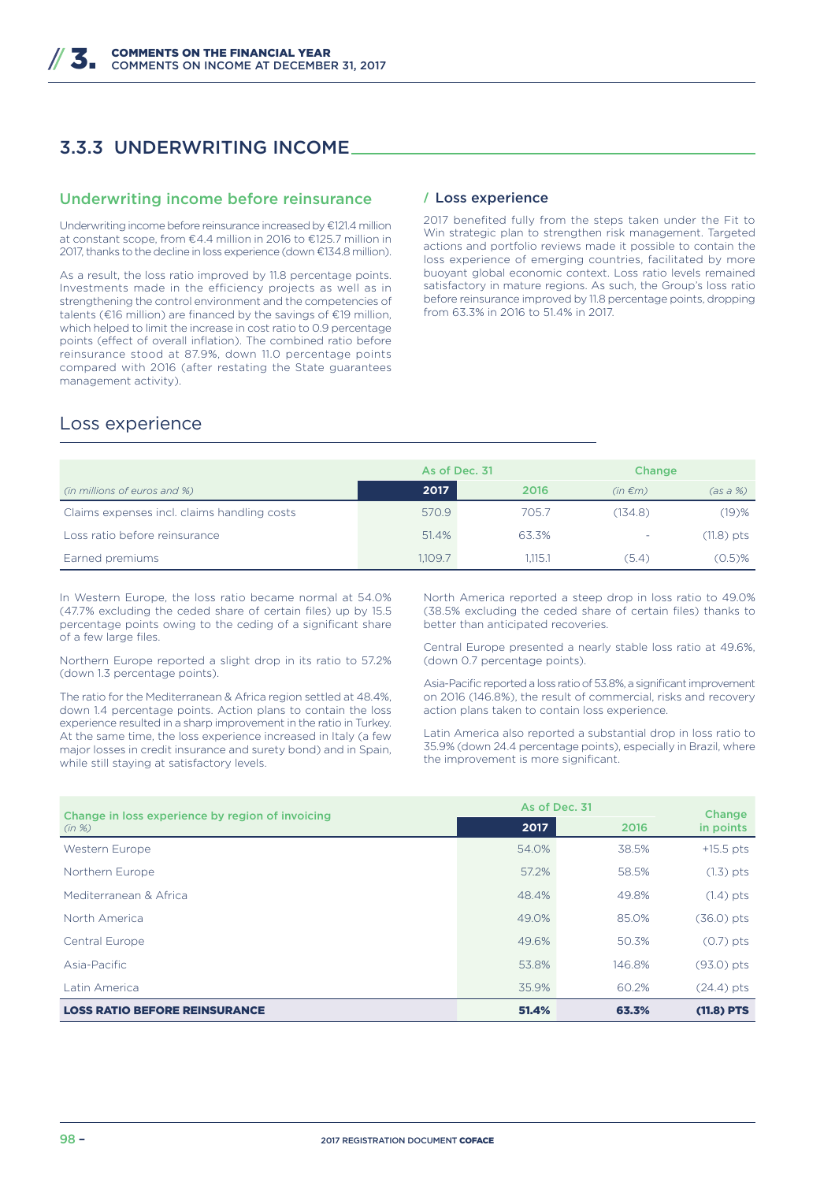## 3.3.3 UNDERWRITING INCOME

### Underwriting income before reinsurance

Underwriting income before reinsurance increased by €121.4 million at constant scope, from €4.4 million in 2016 to €125.7 million in 2017, thanks to the decline in loss experience (down €134.8 million).

As a result, the loss ratio improved by 11.8 percentage points. Investments made in the efficiency projects as well as in strengthening the control environment and the competencies of talents (€16 million) are financed by the savings of €19 million, which helped to limit the increase in cost ratio to 0.9 percentage points (effect of overall inflation). The combined ratio before reinsurance stood at 87.9%, down 11.0 percentage points compared with 2016 (after restating the State guarantees management activity).

#### / Loss experience

2017 benefited fully from the steps taken under the Fit to Win strategic plan to strengthen risk management. Targeted actions and portfolio reviews made it possible to contain the loss experience of emerging countries, facilitated by more buoyant global economic context. Loss ratio levels remained satisfactory in mature regions. As such, the Group's loss ratio before reinsurance improved by 11.8 percentage points, dropping from 63.3% in 2016 to 51.4% in 2017.

### Loss experience

| | As of Dec. 31 | | Change | |
|---|---|---|---|---|
| *(in millions of euros and %)* | **2017** | 2016 | *(in €m)* | *(as a %)* |
| Claims expenses incl. claims handling costs | 570.9 | 705.7 | (134.8) | (19)% |
| Loss ratio before reinsurance | 51.4% | 63.3% | - | (11.8) pts |
| Earned premiums | 1,109.7 | 1,115.1 | (5.4) | (0.5)% |

In Western Europe, the loss ratio became normal at 54.0% (47.7% excluding the ceded share of certain files) up by 15.5 percentage points owing to the ceding of a significant share of a few large files.

Northern Europe reported a slight drop in its ratio to 57.2% (down 1.3 percentage points).

The ratio for the Mediterranean & Africa region settled at 48.4%, down 1.4 percentage points. Action plans to contain the loss experience resulted in a sharp improvement in the ratio in Turkey. At the same time, the loss experience increased in Italy (a few major losses in credit insurance and surety bond) and in Spain, while still staying at satisfactory levels.

North America reported a steep drop in loss ratio to 49.0% (38.5% excluding the ceded share of certain files) thanks to better than anticipated recoveries.

Central Europe presented a nearly stable loss ratio at 49.6%, (down 0.7 percentage points).

Asia-Pacific reported a loss ratio of 53.8%, a significant improvement on 2016 (146.8%), the result of commercial, risks and recovery action plans taken to contain loss experience.

Latin America also reported a substantial drop in loss ratio to 35.9% (down 24.4 percentage points), especially in Brazil, where the improvement is more significant.

| Change in loss experience by region of invoicing | As of Dec. 31 | | Change |
|---|---|---|---|
| *(in %)* | **2017** | 2016 | in points |
| Western Europe | 54.0% | 38.5% | +15.5 pts |
| Northern Europe | 57.2% | 58.5% | (1.3) pts |
| Mediterranean & Africa | 48.4% | 49.8% | (1.4) pts |
| North America | 49.0% | 85.0% | (36.0) pts |
| Central Europe | 49.6% | 50.3% | (0.7) pts |
| Asia-Pacific | 53.8% | 146.8% | (93.0) pts |
| Latin America | 35.9% | 60.2% | (24.4) pts |
| **LOSS RATIO BEFORE REINSURANCE** | **51.4%** | **63.3%** | **(11.8) PTS** |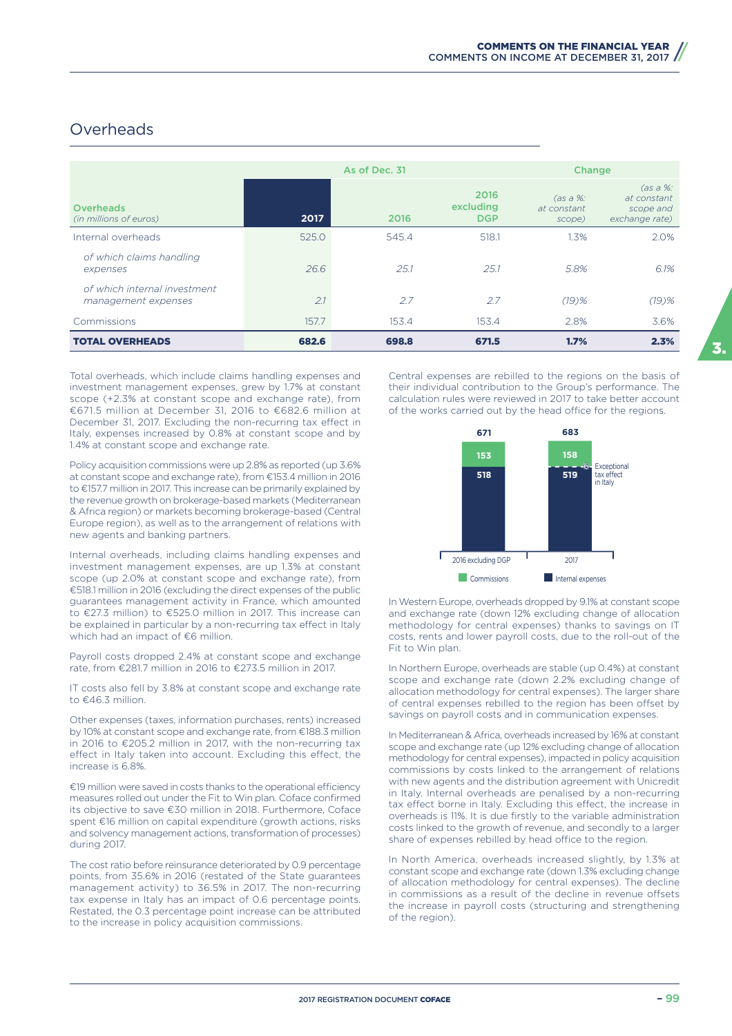## Overheads

| Overheads<br>*(in millions of euros)* | As of Dec. 31 | | | Change | |
|---|---|---|---|---|---|
| | **2017** | 2016 | 2016 excluding DGP | *(as a %: at constant scope)* | *(as a %: at constant scope and exchange rate)* |
| Internal overheads | 525.0 | 545.4 | 518.1 | 1.3% | 2.0% |
| *of which claims handling expenses* | *26.6* | *25.1* | *25.1* | *5.8%* | *6.1%* |
| *of which internal investment management expenses* | *2.1* | *2.7* | *2.7* | *(19)%* | *(19)%* |
| Commissions | 157.7 | 153.4 | 153.4 | 2.8% | 3.6% |
| **TOTAL OVERHEADS** | **682.6** | **698.8** | **671.5** | **1.7%** | **2.3%** |

Total overheads, which include claims handling expenses and investment management expenses, grew by 1.7% at constant scope (+2.3% at constant scope and exchange rate), from €671.5 million at December 31, 2016 to €682.6 million at December 31, 2017. Excluding the non-recurring tax effect in Italy, expenses increased by 0.8% at constant scope and by 1.4% at constant scope and exchange rate.

Policy acquisition commissions were up 2.8% as reported (up 3.6% at constant scope and exchange rate), from €153.4 million in 2016 to €157.7 million in 2017. This increase can be primarily explained by the revenue growth on brokerage-based markets (Mediterranean & Africa region) or markets becoming brokerage-based (Central Europe region), as well as to the arrangement of relations with new agents and banking partners.

Internal overheads, including claims handling expenses and investment management expenses, are up 1.3% at constant scope (up 2.0% at constant scope and exchange rate), from €518.1 million in 2016 (excluding the direct expenses of the public guarantees management activity in France, which amounted to €27.3 million) to €525.0 million in 2017. This increase can be explained in particular by a non-recurring tax effect in Italy which had an impact of €6 million.

Payroll costs dropped 2.4% at constant scope and exchange rate, from €281.7 million in 2016 to €273.5 million in 2017.

IT costs also fell by 3.8% at constant scope and exchange rate to €46.3 million.

Other expenses (taxes, information purchases, rents) increased by 10% at constant scope and exchange rate, from €188.3 million in 2016 to €205.2 million in 2017, with the non-recurring tax effect in Italy taken into account. Excluding this effect, the increase is 6.8%.

€19 million were saved in costs thanks to the operational efficiency measures rolled out under the Fit to Win plan. Coface confirmed its objective to save €30 million in 2018. Furthermore, Coface spent €16 million on capital expenditure (growth actions, risks and solvency management actions, transformation of processes) during 2017.

The cost ratio before reinsurance deteriorated by 0.9 percentage points, from 35.6% in 2016 (restated of the State guarantees management activity) to 36.5% in 2017. The non-recurring tax expense in Italy has an impact of 0.6 percentage points. Restated, the 0.3 percentage point increase can be attributed to the increase in policy acquisition commissions.

Central expenses are rebilled to the regions on the basis of their individual contribution to the Group's performance. The calculation rules were reviewed in 2017 to take better account of the works carried out by the head office for the regions.

| | 2016 excluding DGP | 2017 |
|---|---|---|
| Commissions | 153 | 158 |
| Exceptional tax effect in Italy | | 6 |
| Internal expenses | 518 | 519 |
| Total | 671 | 683 |

In Western Europe, overheads dropped by 9.1% at constant scope and exchange rate (down 12% excluding change of allocation methodology for central expenses) thanks to savings on IT costs, rents and lower payroll costs, due to the roll-out of the Fit to Win plan.

In Northern Europe, overheads are stable (up 0.4%) at constant scope and exchange rate (down 2.2% excluding change of allocation methodology for central expenses). The larger share of central expenses rebilled to the region has been offset by savings on payroll costs and in communication expenses.

In Mediterranean & Africa, overheads increased by 16% at constant scope and exchange rate (up 12% excluding change of allocation methodology for central expenses), impacted in policy acquisition commissions by costs linked to the arrangement of relations with new agents and the distribution agreement with Unicredit in Italy. Internal overheads are penalised by a non-recurring tax effect borne in Italy. Excluding this effect, the increase in overheads is 11%. It is due firstly to the variable administration costs linked to the growth of revenue, and secondly to a larger share of expenses rebilled by head office to the region.

In North America, overheads increased slightly, by 1.3% at constant scope and exchange rate (down 1.3% excluding change of allocation methodology for central expenses). The decline in commissions as a result of the decline in revenue offsets the increase in payroll costs (structuring and strengthening of the region).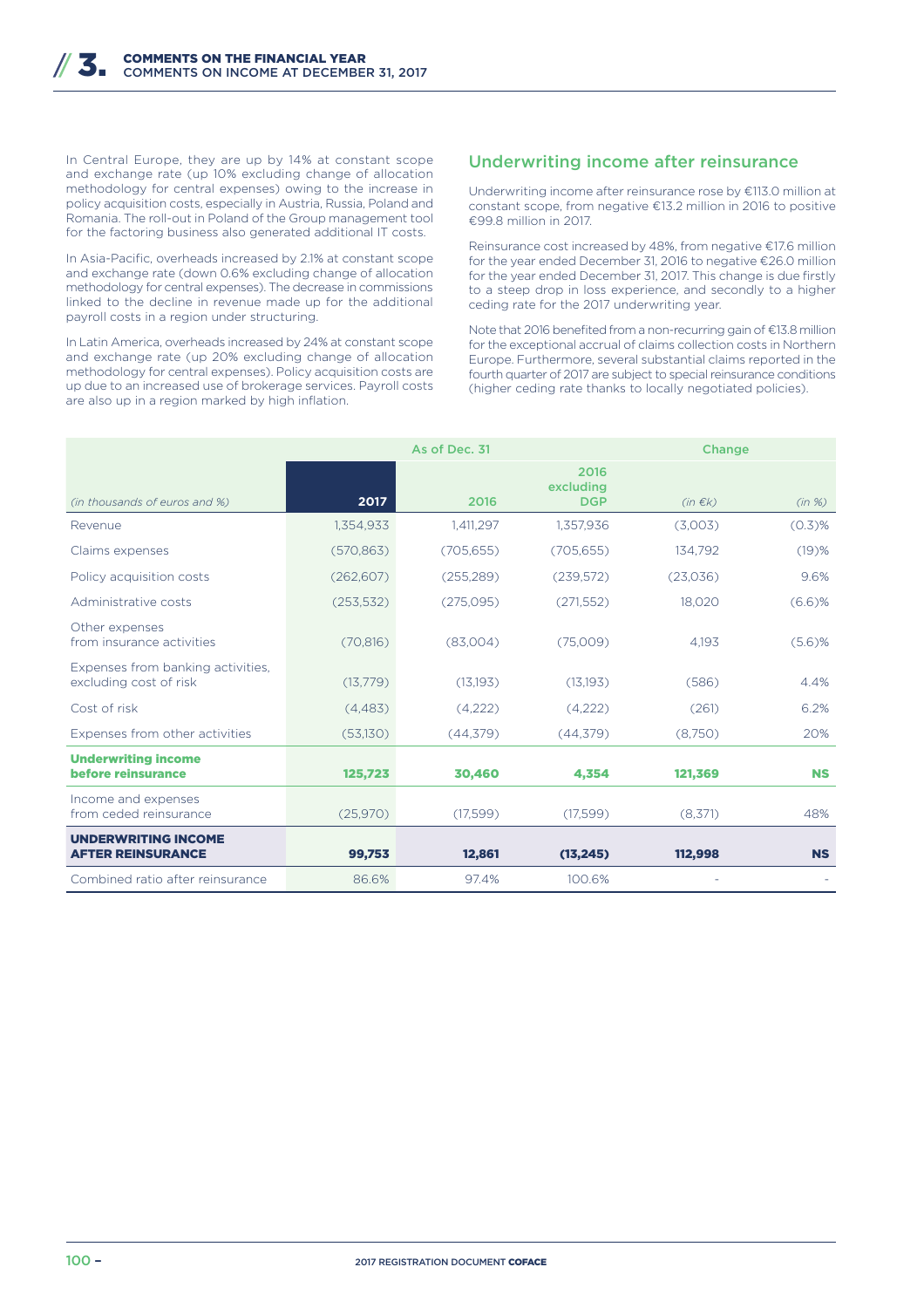In Central Europe, they are up by 14% at constant scope and exchange rate (up 10% excluding change of allocation methodology for central expenses) owing to the increase in policy acquisition costs, especially in Austria, Russia, Poland and Romania. The roll-out in Poland of the Group management tool for the factoring business also generated additional IT costs.

In Asia-Pacific, overheads increased by 2.1% at constant scope and exchange rate (down 0.6% excluding change of allocation methodology for central expenses). The decrease in commissions linked to the decline in revenue made up for the additional payroll costs in a region under structuring.

In Latin America, overheads increased by 24% at constant scope and exchange rate (up 20% excluding change of allocation methodology for central expenses). Policy acquisition costs are up due to an increased use of brokerage services. Payroll costs are also up in a region marked by high inflation.

## Underwriting income after reinsurance

Underwriting income after reinsurance rose by €113.0 million at constant scope, from negative €13.2 million in 2016 to positive €99.8 million in 2017.

Reinsurance cost increased by 48%, from negative €17.6 million for the year ended December 31, 2016 to negative €26.0 million for the year ended December 31, 2017. This change is due firstly to a steep drop in loss experience, and secondly to a higher ceding rate for the 2017 underwriting year.

Note that 2016 benefited from a non-recurring gain of €13.8 million for the exceptional accrual of claims collection costs in Northern Europe. Furthermore, several substantial claims reported in the fourth quarter of 2017 are subject to special reinsurance conditions (higher ceding rate thanks to locally negotiated policies).

| | As of Dec. 31 | | | Change | |
|---|---|---|---|---|---|
| *(in thousands of euros and %)* | 2017 | 2016 | 2016 excluding DGP | *(in €k)* | *(in %)* |
| Revenue | 1,354,933 | 1,411,297 | 1,357,936 | (3,003) | (0.3)% |
| Claims expenses | (570,863) | (705,655) | (705,655) | 134,792 | (19)% |
| Policy acquisition costs | (262,607) | (255,289) | (239,572) | (23,036) | 9.6% |
| Administrative costs | (253,532) | (275,095) | (271,552) | 18,020 | (6.6)% |
| Other expenses from insurance activities | (70,816) | (83,004) | (75,009) | 4,193 | (5.6)% |
| Expenses from banking activities, excluding cost of risk | (13,779) | (13,193) | (13,193) | (586) | 4.4% |
| Cost of risk | (4,483) | (4,222) | (4,222) | (261) | 6.2% |
| Expenses from other activities | (53,130) | (44,379) | (44,379) | (8,750) | 20% |
| **Underwriting income before reinsurance** | **125,723** | **30,460** | **4,354** | **121,369** | **NS** |
| Income and expenses from ceded reinsurance | (25,970) | (17,599) | (17,599) | (8,371) | 48% |
| **UNDERWRITING INCOME AFTER REINSURANCE** | **99,753** | **12,861** | **(13,245)** | **112,998** | **NS** |
| Combined ratio after reinsurance | 86.6% | 97.4% | 100.6% | - | - |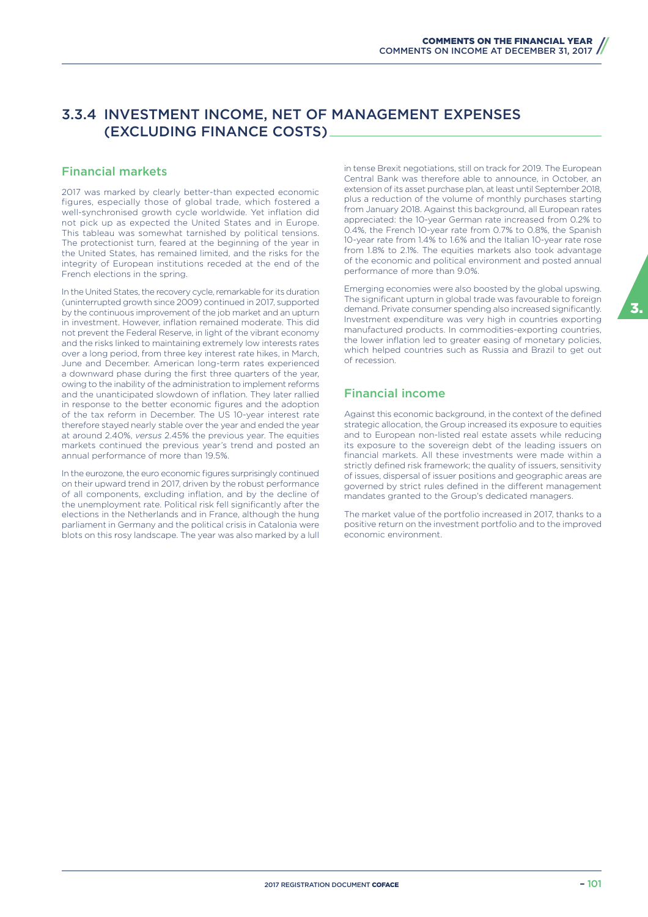## 3.3.4 INVESTMENT INCOME, NET OF MANAGEMENT EXPENSES (EXCLUDING FINANCE COSTS)

### Financial markets

2017 was marked by clearly better-than expected economic figures, especially those of global trade, which fostered a well-synchronised growth cycle worldwide. Yet inflation did not pick up as expected the United States and in Europe. This tableau was somewhat tarnished by political tensions. The protectionist turn, feared at the beginning of the year in the United States, has remained limited, and the risks for the integrity of European institutions receded at the end of the French elections in the spring.

In the United States, the recovery cycle, remarkable for its duration (uninterrupted growth since 2009) continued in 2017, supported by the continuous improvement of the job market and an upturn in investment. However, inflation remained moderate. This did not prevent the Federal Reserve, in light of the vibrant economy and the risks linked to maintaining extremely low interests rates over a long period, from three key interest rate hikes, in March, June and December. American long-term rates experienced a downward phase during the first three quarters of the year, owing to the inability of the administration to implement reforms and the unanticipated slowdown of inflation. They later rallied in response to the better economic figures and the adoption of the tax reform in December. The US 10-year interest rate therefore stayed nearly stable over the year and ended the year at around 2.40%, *versus* 2.45% the previous year. The equities markets continued the previous year's trend and posted an annual performance of more than 19.5%.

In the eurozone, the euro economic figures surprisingly continued on their upward trend in 2017, driven by the robust performance of all components, excluding inflation, and by the decline of the unemployment rate. Political risk fell significantly after the elections in the Netherlands and in France, although the hung parliament in Germany and the political crisis in Catalonia were blots on this rosy landscape. The year was also marked by a lull in tense Brexit negotiations, still on track for 2019. The European Central Bank was therefore able to announce, in October, an extension of its asset purchase plan, at least until September 2018, plus a reduction of the volume of monthly purchases starting from January 2018. Against this background, all European rates appreciated: the 10-year German rate increased from 0.2% to 0.4%, the French 10-year rate from 0.7% to 0.8%, the Spanish 10-year rate from 1.4% to 1.6% and the Italian 10-year rate rose from 1.8% to 2.1%. The equities markets also took advantage of the economic and political environment and posted annual performance of more than 9.0%.

Emerging economies were also boosted by the global upswing. The significant upturn in global trade was favourable to foreign demand. Private consumer spending also increased significantly. Investment expenditure was very high in countries exporting manufactured products. In commodities-exporting countries, the lower inflation led to greater easing of monetary policies, which helped countries such as Russia and Brazil to get out of recession.

### Financial income

Against this economic background, in the context of the defined strategic allocation, the Group increased its exposure to equities and to European non-listed real estate assets while reducing its exposure to the sovereign debt of the leading issuers on financial markets. All these investments were made within a strictly defined risk framework; the quality of issuers, sensitivity of issues, dispersal of issuer positions and geographic areas are governed by strict rules defined in the different management mandates granted to the Group's dedicated managers.

The market value of the portfolio increased in 2017, thanks to a positive return on the investment portfolio and to the improved economic environment.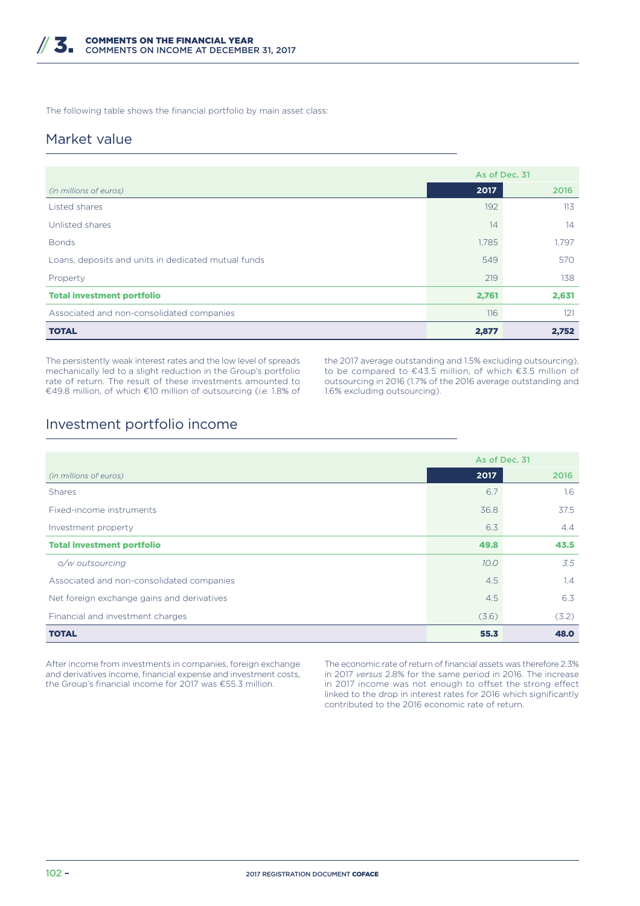The following table shows the financial portfolio by main asset class:

## Market value

| *(in millions of euros)* | As of Dec. 31 | |
|---|---|---|
| | **2017** | 2016 |
| Listed shares | 192 | 113 |
| Unlisted shares | 14 | 14 |
| Bonds | 1,785 | 1,797 |
| Loans, deposits and units in dedicated mutual funds | 549 | 570 |
| Property | 219 | 138 |
| **Total investment portfolio** | **2,761** | **2,631** |
| Associated and non-consolidated companies | 116 | 121 |
| **TOTAL** | **2,877** | **2,752** |

The persistently weak interest rates and the low level of spreads mechanically led to a slight reduction in the Group's portfolio rate of return. The result of these investments amounted to €49.8 million, of which €10 million of outsourcing (*i.e.* 1.8% of the 2017 average outstanding and 1.5% excluding outsourcing), to be compared to €43.5 million, of which €3.5 million of outsourcing in 2016 (1.7% of the 2016 average outstanding and 1.6% excluding outsourcing).

## Investment portfolio income

| *(in millions of euros)* | As of Dec. 31 | |
|---|---|---|
| | **2017** | 2016 |
| Shares | 6.7 | 1.6 |
| Fixed-income instruments | 36.8 | 37.5 |
| Investment property | 6.3 | 4.4 |
| **Total investment portfolio** | **49.8** | **43.5** |
| *o/w outsourcing* | *10.0* | *3.5* |
| Associated and non-consolidated companies | 4.5 | 1.4 |
| Net foreign exchange gains and derivatives | 4.5 | 6.3 |
| Financial and investment charges | (3.6) | (3.2) |
| **TOTAL** | **55.3** | **48.0** |

After income from investments in companies, foreign exchange and derivatives income, financial expense and investment costs, the Group's financial income for 2017 was €55.3 million.

The economic rate of return of financial assets was therefore 2.3% in 2017 *versus* 2.8% for the same period in 2016. The increase in 2017 income was not enough to offset the strong effect linked to the drop in interest rates for 2016 which significantly contributed to the 2016 economic rate of return.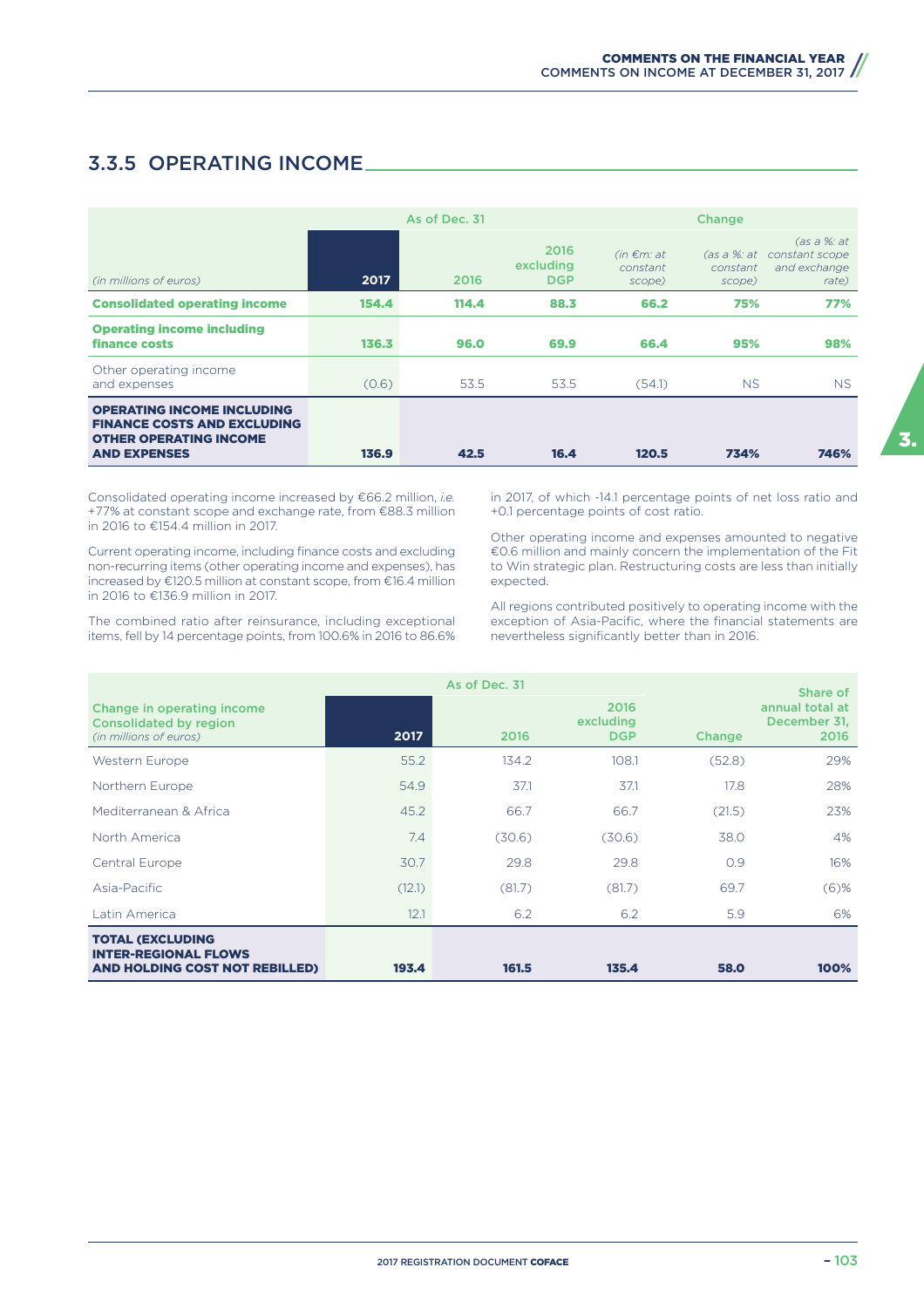## 3.3.5 OPERATING INCOME

| (in millions of euros) | As of Dec. 31 | | | Change | | |
|---|---|---|---|---|---|---|
| | 2017 | 2016 | 2016 excluding DGP | (in €m: at constant scope) | (as a %: at constant scope) | (as a %: at constant scope and exchange rate) |
| **Consolidated operating income** | **154.4** | **114.4** | **88.3** | **66.2** | **75%** | **77%** |
| **Operating income including finance costs** | **136.3** | **96.0** | **69.9** | **66.4** | **95%** | **98%** |
| Other operating income and expenses | (0.6) | 53.5 | 53.5 | (54.1) | NS | NS |
| **OPERATING INCOME INCLUDING FINANCE COSTS AND EXCLUDING OTHER OPERATING INCOME AND EXPENSES** | **136.9** | **42.5** | **16.4** | **120.5** | **734%** | **746%** |

Consolidated operating income increased by €66.2 million, *i.e.* +77% at constant scope and exchange rate, from €88.3 million in 2016 to €154.4 million in 2017.

Current operating income, including finance costs and excluding non-recurring items (other operating income and expenses), has increased by €120.5 million at constant scope, from €16.4 million in 2016 to €136.9 million in 2017.

The combined ratio after reinsurance, including exceptional items, fell by 14 percentage points, from 100.6% in 2016 to 86.6% in 2017, of which -14.1 percentage points of net loss ratio and +0.1 percentage points of cost ratio.

Other operating income and expenses amounted to negative €0.6 million and mainly concern the implementation of the Fit to Win strategic plan. Restructuring costs are less than initially expected.

All regions contributed positively to operating income with the exception of Asia-Pacific, where the financial statements are nevertheless significantly better than in 2016.

| Change in operating income Consolidated by region (in millions of euros) | As of Dec. 31 | | | Change | Share of annual total at December 31, 2016 |
|---|---|---|---|---|---|
| | 2017 | 2016 | 2016 excluding DGP | | |
| Western Europe | 55.2 | 134.2 | 108.1 | (52.8) | 29% |
| Northern Europe | 54.9 | 37.1 | 37.1 | 17.8 | 28% |
| Mediterranean & Africa | 45.2 | 66.7 | 66.7 | (21.5) | 23% |
| North America | 7.4 | (30.6) | (30.6) | 38.0 | 4% |
| Central Europe | 30.7 | 29.8 | 29.8 | 0.9 | 16% |
| Asia-Pacific | (12.1) | (81.7) | (81.7) | 69.7 | (6)% |
| Latin America | 12.1 | 6.2 | 6.2 | 5.9 | 6% |
| **TOTAL (EXCLUDING INTER-REGIONAL FLOWS AND HOLDING COST NOT REBILLED)** | **193.4** | **161.5** | **135.4** | **58.0** | **100%** |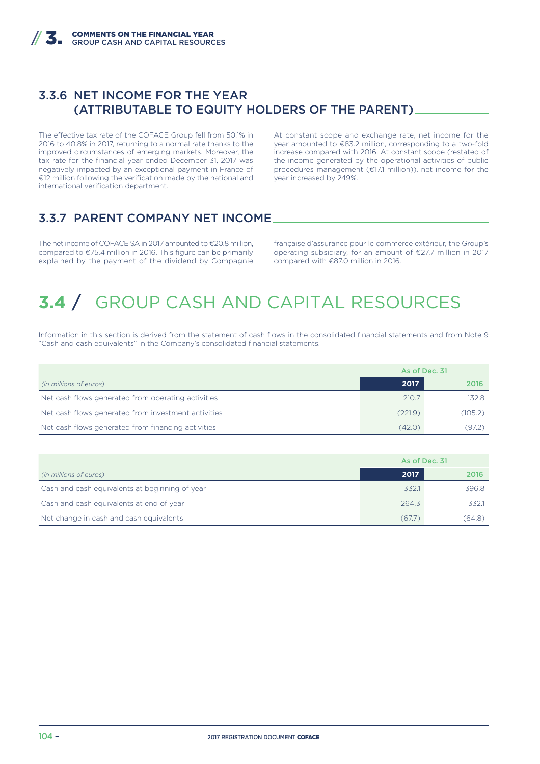### 3.3.6 NET INCOME FOR THE YEAR (ATTRIBUTABLE TO EQUITY HOLDERS OF THE PARENT)

The effective tax rate of the COFACE Group fell from 50.1% in 2016 to 40.8% in 2017, returning to a normal rate thanks to the improved circumstances of emerging markets. Moreover, the tax rate for the financial year ended December 31, 2017 was negatively impacted by an exceptional payment in France of €12 million following the verification made by the national and international verification department.

At constant scope and exchange rate, net income for the year amounted to €83.2 million, corresponding to a two-fold increase compared with 2016. At constant scope (restated of the income generated by the operational activities of public procedures management (€17.1 million)), net income for the year increased by 249%.

### 3.3.7 PARENT COMPANY NET INCOME

The net income of COFACE SA in 2017 amounted to €20.8 million, compared to €75.4 million in 2016. This figure can be primarily explained by the payment of the dividend by Compagnie française d'assurance pour le commerce extérieur, the Group's operating subsidiary, for an amount of €27.7 million in 2017 compared with €87.0 million in 2016.

## 3.4 / GROUP CASH AND CAPITAL RESOURCES

Information in this section is derived from the statement of cash flows in the consolidated financial statements and from Note 9 "Cash and cash equivalents" in the Company's consolidated financial statements.

| | As of Dec. 31 | |
|---|---|---|
| *(in millions of euros)* | **2017** | 2016 |
| Net cash flows generated from operating activities | 210.7 | 132.8 |
| Net cash flows generated from investment activities | (221.9) | (105.2) |
| Net cash flows generated from financing activities | (42.0) | (97.2) |

| | As of Dec. 31 | |
|---|---|---|
| *(in millions of euros)* | **2017** | 2016 |
| Cash and cash equivalents at beginning of year | 332.1 | 396.8 |
| Cash and cash equivalents at end of year | 264.3 | 332.1 |
| Net change in cash and cash equivalents | (67.7) | (64.8) |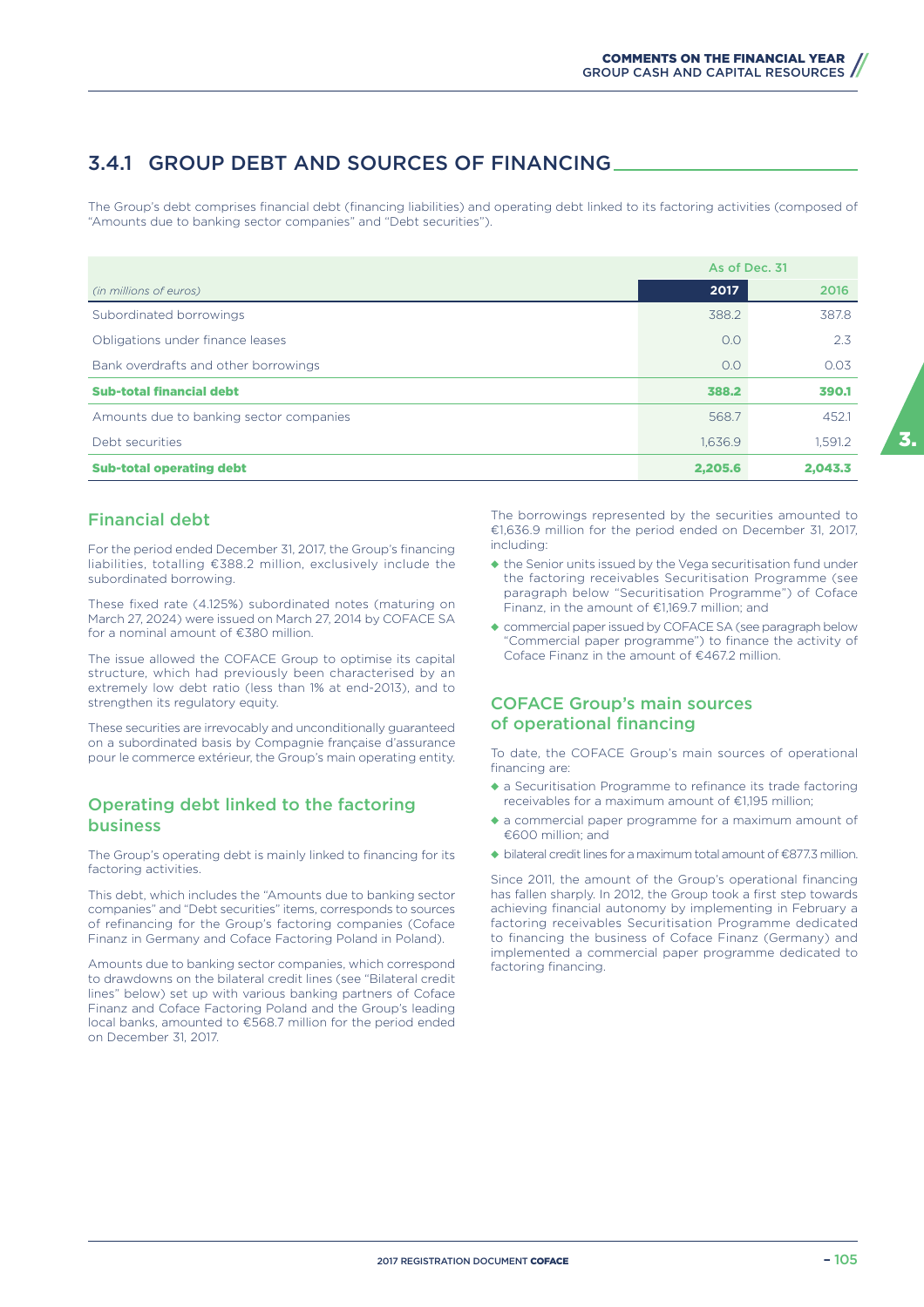## 3.4.1 GROUP DEBT AND SOURCES OF FINANCING

The Group's debt comprises financial debt (financing liabilities) and operating debt linked to its factoring activities (composed of "Amounts due to banking sector companies" and "Debt securities").

| | As of Dec. 31 | |
|---|---|---|
| *(in millions of euros)* | 2017 | 2016 |
| Subordinated borrowings | 388.2 | 387.8 |
| Obligations under finance leases | 0.0 | 2.3 |
| Bank overdrafts and other borrowings | 0.0 | 0.03 |
| **Sub-total financial debt** | **388.2** | **390.1** |
| Amounts due to banking sector companies | 568.7 | 452.1 |
| Debt securities | 1,636.9 | 1,591.2 |
| **Sub-total operating debt** | **2,205.6** | **2,043.3** |

### Financial debt

For the period ended December 31, 2017, the Group's financing liabilities, totalling €388.2 million, exclusively include the subordinated borrowing.

These fixed rate (4.125%) subordinated notes (maturing on March 27, 2024) were issued on March 27, 2014 by COFACE SA for a nominal amount of €380 million.

The issue allowed the COFACE Group to optimise its capital structure, which had previously been characterised by an extremely low debt ratio (less than 1% at end-2013), and to strengthen its regulatory equity.

These securities are irrevocably and unconditionally guaranteed on a subordinated basis by Compagnie française d'assurance pour le commerce extérieur, the Group's main operating entity.

### Operating debt linked to the factoring business

The Group's operating debt is mainly linked to financing for its factoring activities.

This debt, which includes the "Amounts due to banking sector companies" and "Debt securities" items, corresponds to sources of refinancing for the Group's factoring companies (Coface Finanz in Germany and Coface Factoring Poland in Poland).

Amounts due to banking sector companies, which correspond to drawdowns on the bilateral credit lines (see "Bilateral credit lines" below) set up with various banking partners of Coface Finanz and Coface Factoring Poland and the Group's leading local banks, amounted to €568.7 million for the period ended on December 31, 2017.

The borrowings represented by the securities amounted to €1,636.9 million for the period ended on December 31, 2017, including:

- the Senior units issued by the Vega securitisation fund under the factoring receivables Securitisation Programme (see paragraph below "Securitisation Programme") of Coface Finanz, in the amount of €1,169.7 million; and
- commercial paper issued by COFACE SA (see paragraph below "Commercial paper programme") to finance the activity of Coface Finanz in the amount of €467.2 million.

### COFACE Group's main sources of operational financing

To date, the COFACE Group's main sources of operational financing are:

- a Securitisation Programme to refinance its trade factoring receivables for a maximum amount of €1,195 million;
- a commercial paper programme for a maximum amount of €600 million; and
- bilateral credit lines for a maximum total amount of €877.3 million.

Since 2011, the amount of the Group's operational financing has fallen sharply. In 2012, the Group took a first step towards achieving financial autonomy by implementing in February a factoring receivables Securitisation Programme dedicated to financing the business of Coface Finanz (Germany) and implemented a commercial paper programme dedicated to factoring financing.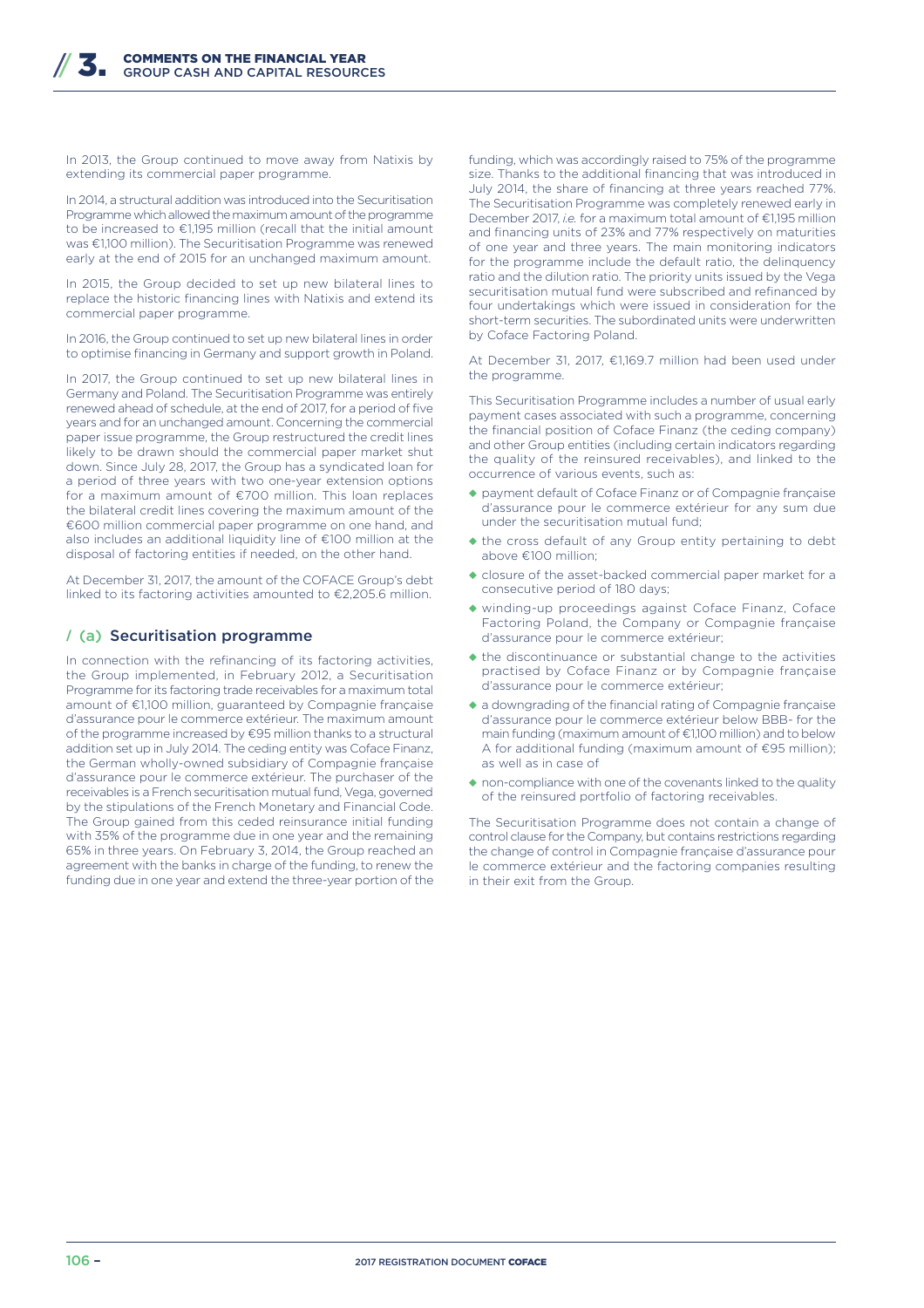In 2013, the Group continued to move away from Natixis by extending its commercial paper programme.

In 2014, a structural addition was introduced into the Securitisation Programme which allowed the maximum amount of the programme to be increased to €1,195 million (recall that the initial amount was €1,100 million). The Securitisation Programme was renewed early at the end of 2015 for an unchanged maximum amount.

In 2015, the Group decided to set up new bilateral lines to replace the historic financing lines with Natixis and extend its commercial paper programme.

In 2016, the Group continued to set up new bilateral lines in order to optimise financing in Germany and support growth in Poland.

In 2017, the Group continued to set up new bilateral lines in Germany and Poland. The Securitisation Programme was entirely renewed ahead of schedule, at the end of 2017, for a period of five years and for an unchanged amount. Concerning the commercial paper issue programme, the Group restructured the credit lines likely to be drawn should the commercial paper market shut down. Since July 28, 2017, the Group has a syndicated loan for a period of three years with two one-year extension options for a maximum amount of €700 million. This loan replaces the bilateral credit lines covering the maximum amount of the €600 million commercial paper programme on one hand, and also includes an additional liquidity line of €100 million at the disposal of factoring entities if needed, on the other hand.

At December 31, 2017, the amount of the COFACE Group's debt linked to its factoring activities amounted to €2,205.6 million.

## (a) Securitisation programme

In connection with the refinancing of its factoring activities, the Group implemented, in February 2012, a Securitisation Programme for its factoring trade receivables for a maximum total amount of €1,100 million, guaranteed by Compagnie française d'assurance pour le commerce extérieur. The maximum amount of the programme increased by €95 million thanks to a structural addition set up in July 2014. The ceding entity was Coface Finanz, the German wholly-owned subsidiary of Compagnie française d'assurance pour le commerce extérieur. The purchaser of the receivables is a French securitisation mutual fund, Vega, governed by the stipulations of the French Monetary and Financial Code. The Group gained from this ceded reinsurance initial funding with 35% of the programme due in one year and the remaining 65% in three years. On February 3, 2014, the Group reached an agreement with the banks in charge of the funding, to renew the funding due in one year and extend the three-year portion of the funding, which was accordingly raised to 75% of the programme size. Thanks to the additional financing that was introduced in July 2014, the share of financing at three years reached 77%. The Securitisation Programme was completely renewed early in December 2017, *i.e.* for a maximum total amount of €1,195 million and financing units of 23% and 77% respectively on maturities of one year and three years. The main monitoring indicators for the programme include the default ratio, the delinquency ratio and the dilution ratio. The priority units issued by the Vega securitisation mutual fund were subscribed and refinanced by four undertakings which were issued in consideration for the short-term securities. The subordinated units were underwritten by Coface Factoring Poland.

At December 31, 2017, €1,169.7 million had been used under the programme.

This Securitisation Programme includes a number of usual early payment cases associated with such a programme, concerning the financial position of Coface Finanz (the ceding company) and other Group entities (including certain indicators regarding the quality of the reinsured receivables), and linked to the occurrence of various events, such as:

- payment default of Coface Finanz or of Compagnie française d'assurance pour le commerce extérieur for any sum due under the securitisation mutual fund;
- the cross default of any Group entity pertaining to debt above €100 million;
- closure of the asset-backed commercial paper market for a consecutive period of 180 days;
- winding-up proceedings against Coface Finanz, Coface Factoring Poland, the Company or Compagnie française d'assurance pour le commerce extérieur;
- the discontinuance or substantial change to the activities practised by Coface Finanz or by Compagnie française d'assurance pour le commerce extérieur;
- a downgrading of the financial rating of Compagnie française d'assurance pour le commerce extérieur below BBB- for the main funding (maximum amount of €1,100 million) and to below A for additional funding (maximum amount of €95 million); as well as in case of
- non-compliance with one of the covenants linked to the quality of the reinsured portfolio of factoring receivables.

The Securitisation Programme does not contain a change of control clause for the Company, but contains restrictions regarding the change of control in Compagnie française d'assurance pour le commerce extérieur and the factoring companies resulting in their exit from the Group.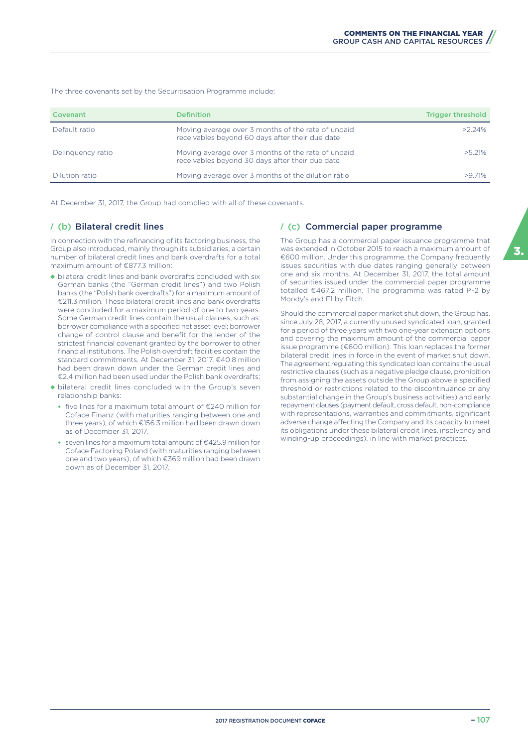The three covenants set by the Securitisation Programme include:

| Covenant | Definition | Trigger threshold |
|---|---|---|
| Default ratio | Moving average over 3 months of the rate of unpaid receivables beyond 60 days after their due date | >2.24% |
| Delinquency ratio | Moving average over 3 months of the rate of unpaid receivables beyond 30 days after their due date | >5.21% |
| Dilution ratio | Moving average over 3 months of the dilution ratio | >9.71% |

At December 31, 2017, the Group had complied with all of these covenants.

### / (b) Bilateral credit lines

In connection with the refinancing of its factoring business, the Group also introduced, mainly through its subsidiaries, a certain number of bilateral credit lines and bank overdrafts for a total maximum amount of €877.3 million:

- bilateral credit lines and bank overdrafts concluded with six German banks (the "German credit lines") and two Polish banks (the "Polish bank overdrafts") for a maximum amount of €211.3 million. These bilateral credit lines and bank overdrafts were concluded for a maximum period of one to two years. Some German credit lines contain the usual clauses, such as: borrower compliance with a specified net asset level; borrower change of control clause and benefit for the lender of the strictest financial covenant granted by the borrower to other financial institutions. The Polish overdraft facilities contain the standard commitments. At December 31, 2017, €40.8 million had been drawn down under the German credit lines and €2.4 million had been used under the Polish bank overdrafts;
- bilateral credit lines concluded with the Group's seven relationship banks:
  - five lines for a maximum total amount of €240 million for Coface Finanz (with maturities ranging between one and three years), of which €156.3 million had been drawn down as of December 31, 2017,
  - seven lines for a maximum total amount of €425.9 million for Coface Factoring Poland (with maturities ranging between one and two years), of which €369 million had been drawn down as of December 31, 2017.

### / (c) Commercial paper programme

The Group has a commercial paper issuance programme that was extended in October 2015 to reach a maximum amount of €600 million. Under this programme, the Company frequently issues securities with due dates ranging generally between one and six months. At December 31, 2017, the total amount of securities issued under the commercial paper programme totalled €467.2 million. The programme was rated P-2 by Moody's and F1 by Fitch.

Should the commercial paper market shut down, the Group has, since July 28, 2017, a currently unused syndicated loan, granted for a period of three years with two one-year extension options and covering the maximum amount of the commercial paper issue programme (€600 million). This loan replaces the former bilateral credit lines in force in the event of market shut down. The agreement regulating this syndicated loan contains the usual restrictive clauses (such as a negative pledge clause, prohibition from assigning the assets outside the Group above a specified threshold or restrictions related to the discontinuance or any substantial change in the Group's business activities) and early repayment clauses (payment default, cross default, non-compliance with representations, warranties and commitments, significant adverse change affecting the Company and its capacity to meet its obligations under these bilateral credit lines, insolvency and winding-up proceedings), in line with market practices.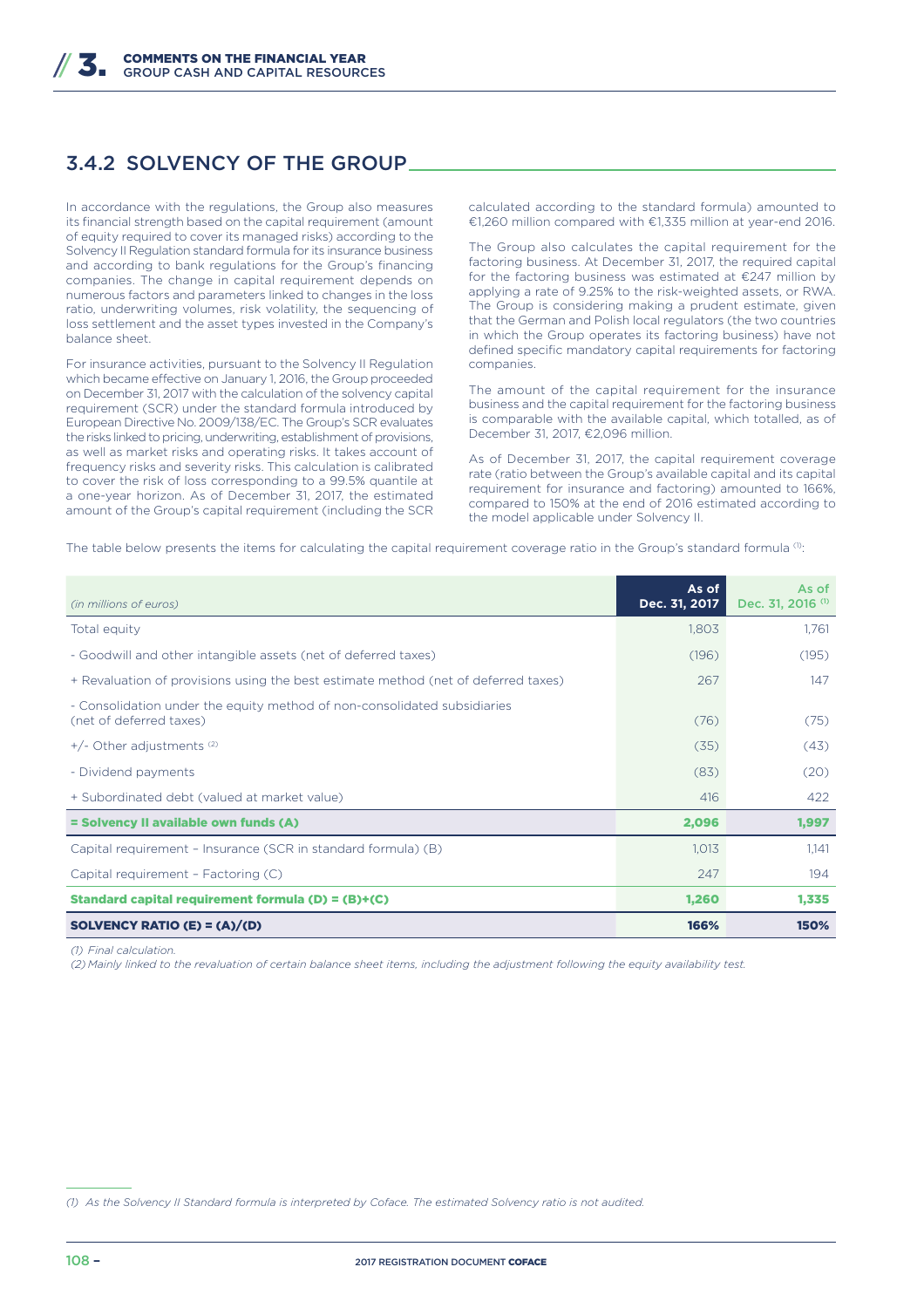## 3.4.2 SOLVENCY OF THE GROUP

In accordance with the regulations, the Group also measures its financial strength based on the capital requirement (amount of equity required to cover its managed risks) according to the Solvency II Regulation standard formula for its insurance business and according to bank regulations for the Group's financing companies. The change in capital requirement depends on numerous factors and parameters linked to changes in the loss ratio, underwriting volumes, risk volatility, the sequencing of loss settlement and the asset types invested in the Company's balance sheet.

For insurance activities, pursuant to the Solvency II Regulation which became effective on January 1, 2016, the Group proceeded on December 31, 2017 with the calculation of the solvency capital requirement (SCR) under the standard formula introduced by European Directive No. 2009/138/EC. The Group's SCR evaluates the risks linked to pricing, underwriting, establishment of provisions, as well as market risks and operating risks. It takes account of frequency risks and severity risks. This calculation is calibrated to cover the risk of loss corresponding to a 99.5% quantile at a one-year horizon. As of December 31, 2017, the estimated amount of the Group's capital requirement (including the SCR calculated according to the standard formula) amounted to €1,260 million compared with €1,335 million at year-end 2016.

The Group also calculates the capital requirement for the factoring business. At December 31, 2017, the required capital for the factoring business was estimated at €247 million by applying a rate of 9.25% to the risk-weighted assets, or RWA. The Group is considering making a prudent estimate, given that the German and Polish local regulators (the two countries in which the Group operates its factoring business) have not defined specific mandatory capital requirements for factoring companies.

The amount of the capital requirement for the insurance business and the capital requirement for the factoring business is comparable with the available capital, which totalled, as of December 31, 2017, €2,096 million.

As of December 31, 2017, the capital requirement coverage rate (ratio between the Group's available capital and its capital requirement for insurance and factoring) amounted to 166%, compared to 150% at the end of 2016 estimated according to the model applicable under Solvency II.

The table below presents the items for calculating the capital requirement coverage ratio in the Group's standard formula [(1)]:

| *(in millions of euros)* | As of Dec. 31, 2017 | As of Dec. 31, 2016 [(1)] |
|---|---|---|
| Total equity | 1,803 | 1,761 |
| - Goodwill and other intangible assets (net of deferred taxes) | (196) | (195) |
| + Revaluation of provisions using the best estimate method (net of deferred taxes) | 267 | 147 |
| - Consolidation under the equity method of non-consolidated subsidiaries (net of deferred taxes) | (76) | (75) |
| +/- Other adjustments [(2)] | (35) | (43) |
| - Dividend payments | (83) | (20) |
| + Subordinated debt (valued at market value) | 416 | 422 |
| **= Solvency II available own funds (A)** | **2,096** | **1,997** |
| Capital requirement – Insurance (SCR in standard formula) (B) | 1,013 | 1,141 |
| Capital requirement – Factoring (C) | 247 | 194 |
| **Standard capital requirement formula (D) = (B)+(C)** | **1,260** | **1,335** |
| **SOLVENCY RATIO (E) = (A)/(D)** | **166%** | **150%** |

*(1) Final calculation.*

*(2) Mainly linked to the revaluation of certain balance sheet items, including the adjustment following the equity availability test.*

*(1) As the Solvency II Standard formula is interpreted by Coface. The estimated Solvency ratio is not audited.*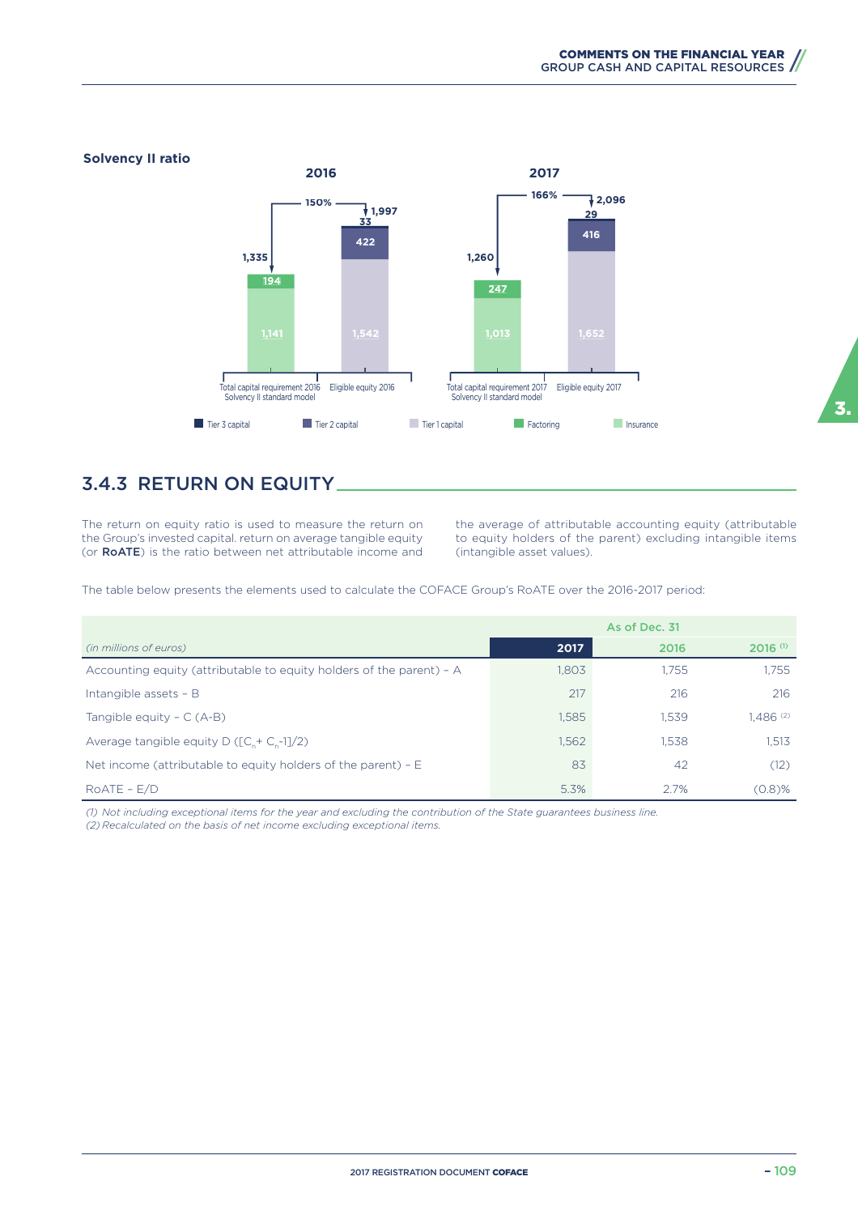**Solvency II ratio**

| | 2016 | | 2017 | |
|---|---|---|---|---|
| | Total capital requirement 2016 Solvency II standard model | Eligible equity 2016 | Total capital requirement 2017 Solvency II standard model | Eligible equity 2017 |
| Tier 3 capital | | 33 | | 29 |
| Tier 2 capital | | 422 | | 416 |
| Tier 1 capital | | 1,542 | | 1,652 |
| Factoring | 194 | | 247 | |
| Insurance | 1,141 | | 1,013 | |
| Total | 1,335 | 1,997 | 1,260 | 2,096 |
| Ratio | 150% | | 166% | |

## 3.4.3 RETURN ON EQUITY

The return on equity ratio is used to measure the return on the Group's invested capital. return on average tangible equity (or **RoATE**) is the ratio between net attributable income and the average of attributable accounting equity (attributable to equity holders of the parent) excluding intangible items (intangible asset values).

The table below presents the elements used to calculate the COFACE Group's RoATE over the 2016-2017 period:

| | As of Dec. 31 | | |
|---|---|---|---|
| *(in millions of euros)* | 2017 | 2016 | 2016 [(1)] |
| Accounting equity (attributable to equity holders of the parent) – A | 1,803 | 1,755 | 1,755 |
| Intangible assets – B | 217 | 216 | 216 |
| Tangible equity – C (A-B) | 1,585 | 1,539 | 1,486 [(2)] |
| Average tangible equity D ($[C_n + C_n\text{-}1]/2$) | 1,562 | 1,538 | 1,513 |
| Net income (attributable to equity holders of the parent) – E | 83 | 42 | (12) |
| RoATE – E/D | 5.3% | 2.7% | (0.8)% |

*(1) Not including exceptional items for the year and excluding the contribution of the State guarantees business line.*
*(2) Recalculated on the basis of net income excluding exceptional items.*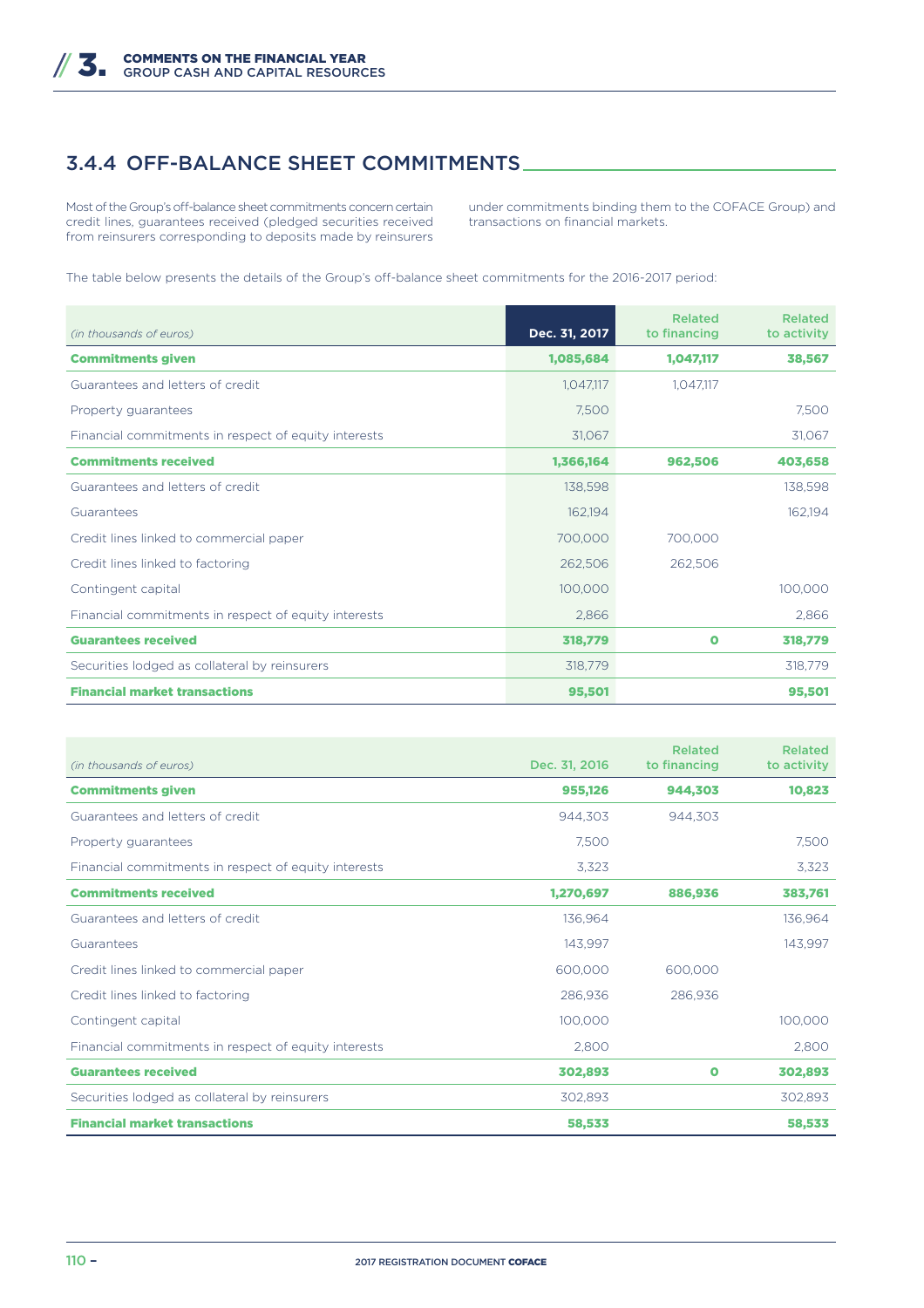## 3.4.4 OFF-BALANCE SHEET COMMITMENTS

Most of the Group's off-balance sheet commitments concern certain credit lines, guarantees received (pledged securities received from reinsurers corresponding to deposits made by reinsurers under commitments binding them to the COFACE Group) and transactions on financial markets.

The table below presents the details of the Group's off-balance sheet commitments for the 2016-2017 period:

| *(in thousands of euros)* | Dec. 31, 2017 | Related to financing | Related to activity |
|---|---|---|---|
| **Commitments given** | **1,085,684** | **1,047,117** | **38,567** |
| Guarantees and letters of credit | 1,047,117 | 1,047,117 | |
| Property guarantees | 7,500 | | 7,500 |
| Financial commitments in respect of equity interests | 31,067 | | 31,067 |
| **Commitments received** | **1,366,164** | **962,506** | **403,658** |
| Guarantees and letters of credit | 138,598 | | 138,598 |
| Guarantees | 162,194 | | 162,194 |
| Credit lines linked to commercial paper | 700,000 | 700,000 | |
| Credit lines linked to factoring | 262,506 | 262,506 | |
| Contingent capital | 100,000 | | 100,000 |
| Financial commitments in respect of equity interests | 2,866 | | 2,866 |
| **Guarantees received** | **318,779** | **0** | **318,779** |
| Securities lodged as collateral by reinsurers | 318,779 | | 318,779 |
| **Financial market transactions** | **95,501** | | **95,501** |

| *(in thousands of euros)* | Dec. 31, 2016 | Related to financing | Related to activity |
|---|---|---|---|
| **Commitments given** | **955,126** | **944,303** | **10,823** |
| Guarantees and letters of credit | 944,303 | 944,303 | |
| Property guarantees | 7,500 | | 7,500 |
| Financial commitments in respect of equity interests | 3,323 | | 3,323 |
| **Commitments received** | **1,270,697** | **886,936** | **383,761** |
| Guarantees and letters of credit | 136,964 | | 136,964 |
| Guarantees | 143,997 | | 143,997 |
| Credit lines linked to commercial paper | 600,000 | 600,000 | |
| Credit lines linked to factoring | 286,936 | 286,936 | |
| Contingent capital | 100,000 | | 100,000 |
| Financial commitments in respect of equity interests | 2,800 | | 2,800 |
| **Guarantees received** | **302,893** | **0** | **302,893** |
| Securities lodged as collateral by reinsurers | 302,893 | | 302,893 |
| **Financial market transactions** | **58,533** | | **58,533** |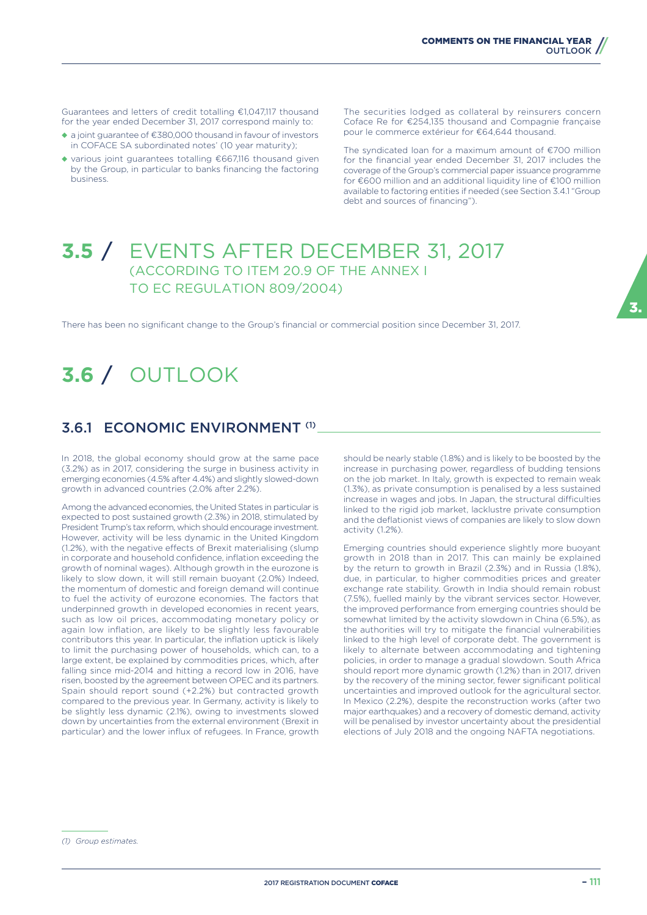Guarantees and letters of credit totalling €1,047,117 thousand for the year ended December 31, 2017 correspond mainly to:

- a joint guarantee of €380,000 thousand in favour of investors in COFACE SA subordinated notes' (10 year maturity);
- various joint guarantees totalling €667,116 thousand given by the Group, in particular to banks financing the factoring business.

The securities lodged as collateral by reinsurers concern Coface Re for €254,135 thousand and Compagnie française pour le commerce extérieur for €64,644 thousand.

The syndicated loan for a maximum amount of €700 million for the financial year ended December 31, 2017 includes the coverage of the Group's commercial paper issuance programme for €600 million and an additional liquidity line of €100 million available to factoring entities if needed (see Section 3.4.1 "Group debt and sources of financing").

## 3.5 / EVENTS AFTER DECEMBER 31, 2017 (ACCORDING TO ITEM 20.9 OF THE ANNEX I TO EC REGULATION 809/2004)

There has been no significant change to the Group's financial or commercial position since December 31, 2017.

## 3.6 / OUTLOOK

### 3.6.1 ECONOMIC ENVIRONMENT [1]

In 2018, the global economy should grow at the same pace (3.2%) as in 2017, considering the surge in business activity in emerging economies (4.5% after 4.4%) and slightly slowed-down growth in advanced countries (2.0% after 2.2%).

Among the advanced economies, the United States in particular is expected to post sustained growth (2.3%) in 2018, stimulated by President Trump's tax reform, which should encourage investment. However, activity will be less dynamic in the United Kingdom (1.2%), with the negative effects of Brexit materialising (slump in corporate and household confidence, inflation exceeding the growth of nominal wages). Although growth in the eurozone is likely to slow down, it will still remain buoyant (2.0%) Indeed, the momentum of domestic and foreign demand will continue to fuel the activity of eurozone economies. The factors that underpinned growth in developed economies in recent years, such as low oil prices, accommodating monetary policy or again low inflation, are likely to be slightly less favourable contributors this year. In particular, the inflation uptick is likely to limit the purchasing power of households, which can, to a large extent, be explained by commodities prices, which, after falling since mid-2014 and hitting a record low in 2016, have risen, boosted by the agreement between OPEC and its partners. Spain should report sound (+2.2%) but contracted growth compared to the previous year. In Germany, activity is likely to be slightly less dynamic (2.1%), owing to investments slowed down by uncertainties from the external environment (Brexit in particular) and the lower influx of refugees. In France, growth should be nearly stable (1.8%) and is likely to be boosted by the increase in purchasing power, regardless of budding tensions on the job market. In Italy, growth is expected to remain weak (1.3%), as private consumption is penalised by a less sustained increase in wages and jobs. In Japan, the structural difficulties linked to the rigid job market, lacklustre private consumption and the deflationist views of companies are likely to slow down activity (1.2%).

Emerging countries should experience slightly more buoyant growth in 2018 than in 2017. This can mainly be explained by the return to growth in Brazil (2.3%) and in Russia (1.8%), due, in particular, to higher commodities prices and greater exchange rate stability. Growth in India should remain robust (7.5%), fuelled mainly by the vibrant services sector. However, the improved performance from emerging countries should be somewhat limited by the activity slowdown in China (6.5%), as the authorities will try to mitigate the financial vulnerabilities linked to the high level of corporate debt. The government is likely to alternate between accommodating and tightening policies, in order to manage a gradual slowdown. South Africa should report more dynamic growth (1.2%) than in 2017, driven by the recovery of the mining sector, fewer significant political uncertainties and improved outlook for the agricultural sector. In Mexico (2.2%), despite the reconstruction works (after two major earthquakes) and a recovery of domestic demand, activity will be penalised by investor uncertainty about the presidential elections of July 2018 and the ongoing NAFTA negotiations.

(1) *Group estimates.*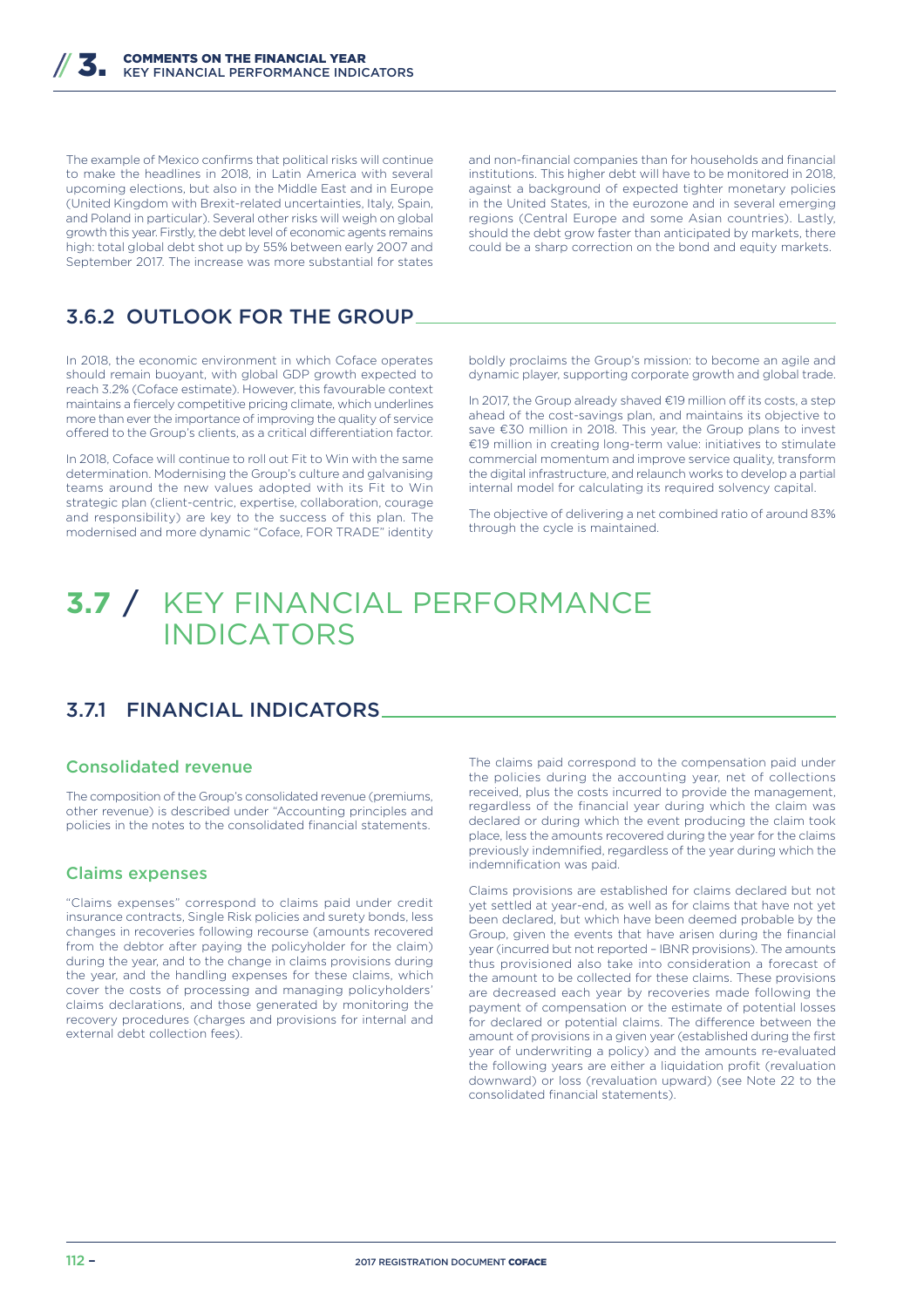The example of Mexico confirms that political risks will continue to make the headlines in 2018, in Latin America with several upcoming elections, but also in the Middle East and in Europe (United Kingdom with Brexit-related uncertainties, Italy, Spain, and Poland in particular). Several other risks will weigh on global growth this year. Firstly, the debt level of economic agents remains high: total global debt shot up by 55% between early 2007 and September 2017. The increase was more substantial for states and non-financial companies than for households and financial institutions. This higher debt will have to be monitored in 2018, against a background of expected tighter monetary policies in the United States, in the eurozone and in several emerging regions (Central Europe and some Asian countries). Lastly, should the debt grow faster than anticipated by markets, there could be a sharp correction on the bond and equity markets.

## 3.6.2 OUTLOOK FOR THE GROUP

In 2018, the economic environment in which Coface operates should remain buoyant, with global GDP growth expected to reach 3.2% (Coface estimate). However, this favourable context maintains a fiercely competitive pricing climate, which underlines more than ever the importance of improving the quality of service offered to the Group's clients, as a critical differentiation factor.

In 2018, Coface will continue to roll out Fit to Win with the same determination. Modernising the Group's culture and galvanising teams around the new values adopted with its Fit to Win strategic plan (client-centric, expertise, collaboration, courage and responsibility) are key to the success of this plan. The modernised and more dynamic "Coface, FOR TRADE" identity boldly proclaims the Group's mission: to become an agile and dynamic player, supporting corporate growth and global trade.

In 2017, the Group already shaved €19 million off its costs, a step ahead of the cost-savings plan, and maintains its objective to save €30 million in 2018. This year, the Group plans to invest €19 million in creating long-term value: initiatives to stimulate commercial momentum and improve service quality, transform the digital infrastructure, and relaunch works to develop a partial internal model for calculating its required solvency capital.

The objective of delivering a net combined ratio of around 83% through the cycle is maintained.

# 3.7 / KEY FINANCIAL PERFORMANCE INDICATORS

## 3.7.1 FINANCIAL INDICATORS

### Consolidated revenue

The composition of the Group's consolidated revenue (premiums, other revenue) is described under "Accounting principles and policies in the notes to the consolidated financial statements.

### Claims expenses

"Claims expenses" correspond to claims paid under credit insurance contracts, Single Risk policies and surety bonds, less changes in recoveries following recourse (amounts recovered from the debtor after paying the policyholder for the claim) during the year, and to the change in claims provisions during the year, and the handling expenses for these claims, which cover the costs of processing and managing policyholders' claims declarations, and those generated by monitoring the recovery procedures (charges and provisions for internal and external debt collection fees).

The claims paid correspond to the compensation paid under the policies during the accounting year, net of collections received, plus the costs incurred to provide the management, regardless of the financial year during which the claim was declared or during which the event producing the claim took place, less the amounts recovered during the year for the claims previously indemnified, regardless of the year during which the indemnification was paid.

Claims provisions are established for claims declared but not yet settled at year-end, as well as for claims that have not yet been declared, but which have been deemed probable by the Group, given the events that have arisen during the financial year (incurred but not reported – IBNR provisions). The amounts thus provisioned also take into consideration a forecast of the amount to be collected for these claims. These provisions are decreased each year by recoveries made following the payment of compensation or the estimate of potential losses for declared or potential claims. The difference between the amount of provisions in a given year (established during the first year of underwriting a policy) and the amounts re-evaluated the following years are either a liquidation profit (revaluation downward) or loss (revaluation upward) (see Note 22 to the consolidated financial statements).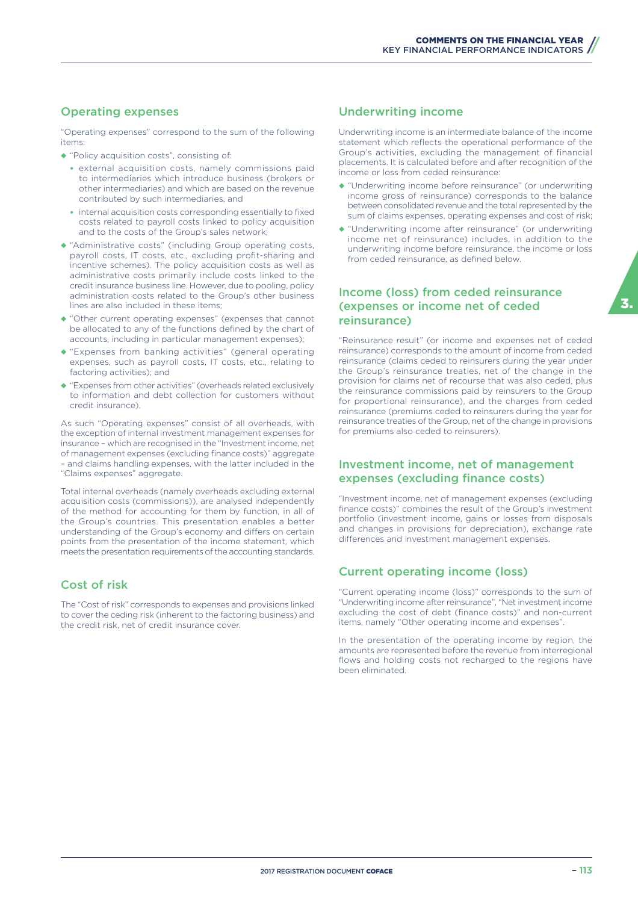## Operating expenses

"Operating expenses" correspond to the sum of the following items:

- "Policy acquisition costs", consisting of:
  - external acquisition costs, namely commissions paid to intermediaries which introduce business (brokers or other intermediaries) and which are based on the revenue contributed by such intermediaries, and
  - internal acquisition costs corresponding essentially to fixed costs related to payroll costs linked to policy acquisition and to the costs of the Group's sales network;
- "Administrative costs" (including Group operating costs, payroll costs, IT costs, etc., excluding profit-sharing and incentive schemes). The policy acquisition costs as well as administrative costs primarily include costs linked to the credit insurance business line. However, due to pooling, policy administration costs related to the Group's other business lines are also included in these items;
- "Other current operating expenses" (expenses that cannot be allocated to any of the functions defined by the chart of accounts, including in particular management expenses);
- "Expenses from banking activities" (general operating expenses, such as payroll costs, IT costs, etc., relating to factoring activities); and
- "Expenses from other activities" (overheads related exclusively to information and debt collection for customers without credit insurance).

As such "Operating expenses" consist of all overheads, with the exception of internal investment management expenses for insurance – which are recognised in the "Investment income, net of management expenses (excluding finance costs)" aggregate – and claims handling expenses, with the latter included in the "Claims expenses" aggregate.

Total internal overheads (namely overheads excluding external acquisition costs (commissions)), are analysed independently of the method for accounting for them by function, in all of the Group's countries. This presentation enables a better understanding of the Group's economy and differs on certain points from the presentation of the income statement, which meets the presentation requirements of the accounting standards.

## Cost of risk

The "Cost of risk" corresponds to expenses and provisions linked to cover the ceding risk (inherent to the factoring business) and the credit risk, net of credit insurance cover.

## Underwriting income

Underwriting income is an intermediate balance of the income statement which reflects the operational performance of the Group's activities, excluding the management of financial placements. It is calculated before and after recognition of the income or loss from ceded reinsurance:

- "Underwriting income before reinsurance" (or underwriting income gross of reinsurance) corresponds to the balance between consolidated revenue and the total represented by the sum of claims expenses, operating expenses and cost of risk;
- "Underwriting income after reinsurance" (or underwriting income net of reinsurance) includes, in addition to the underwriting income before reinsurance, the income or loss from ceded reinsurance, as defined below.

## Income (loss) from ceded reinsurance (expenses or income net of ceded reinsurance)

"Reinsurance result" (or income and expenses net of ceded reinsurance) corresponds to the amount of income from ceded reinsurance (claims ceded to reinsurers during the year under the Group's reinsurance treaties, net of the change in the provision for claims net of recourse that was also ceded, plus the reinsurance commissions paid by reinsurers to the Group for proportional reinsurance), and the charges from ceded reinsurance (premiums ceded to reinsurers during the year for reinsurance treaties of the Group, net of the change in provisions for premiums also ceded to reinsurers).

## Investment income, net of management expenses (excluding finance costs)

"Investment income, net of management expenses (excluding finance costs)" combines the result of the Group's investment portfolio (investment income, gains or losses from disposals and changes in provisions for depreciation), exchange rate differences and investment management expenses.

## Current operating income (loss)

"Current operating income (loss)" corresponds to the sum of "Underwriting income after reinsurance", "Net investment income excluding the cost of debt (finance costs)" and non-current items, namely "Other operating income and expenses".

In the presentation of the operating income by region, the amounts are represented before the revenue from interregional flows and holding costs not recharged to the regions have been eliminated.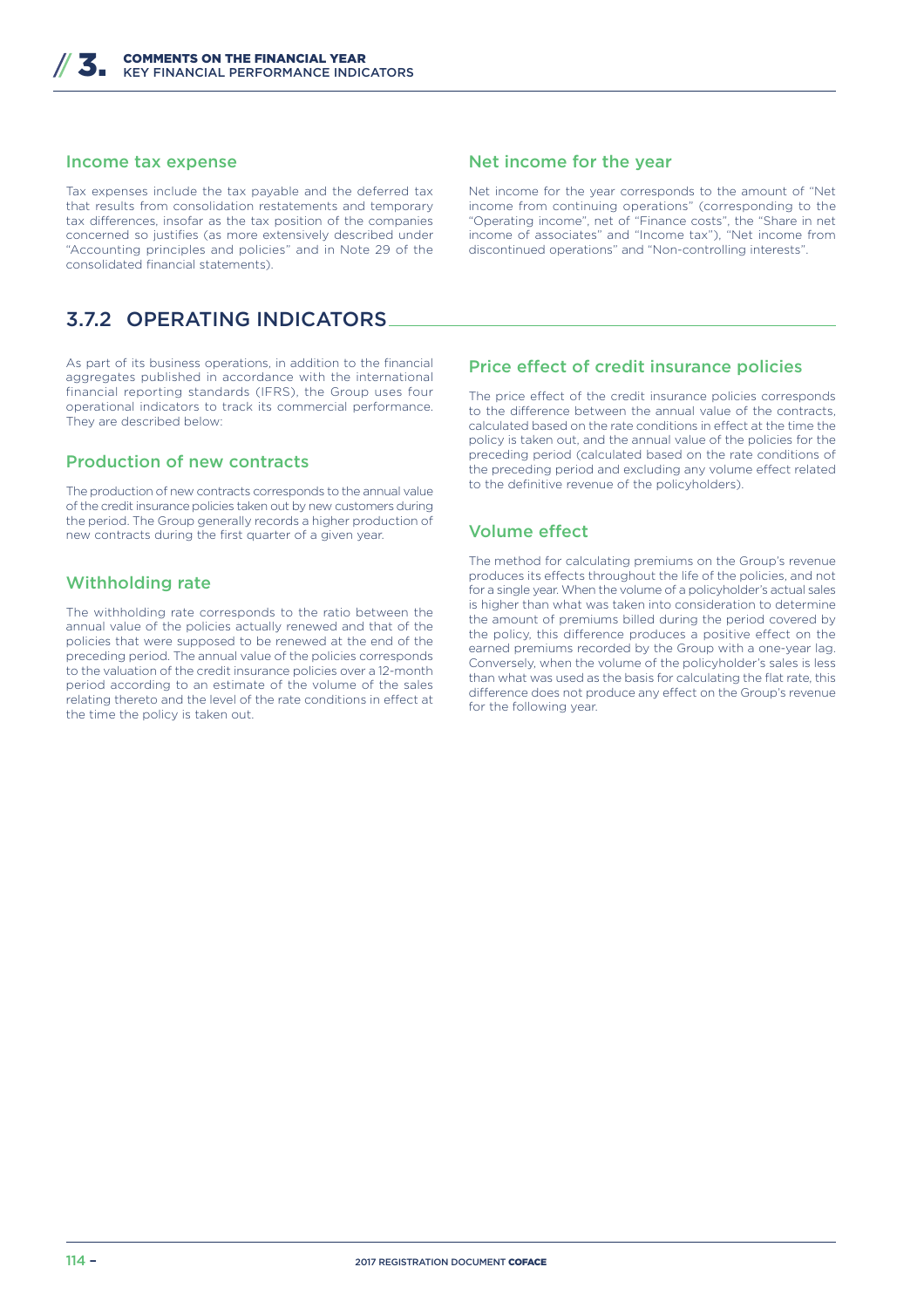### Income tax expense

Tax expenses include the tax payable and the deferred tax that results from consolidation restatements and temporary tax differences, insofar as the tax position of the companies concerned so justifies (as more extensively described under "Accounting principles and policies" and in Note 29 of the consolidated financial statements).

### Net income for the year

Net income for the year corresponds to the amount of "Net income from continuing operations" (corresponding to the "Operating income", net of "Finance costs", the "Share in net income of associates" and "Income tax"), "Net income from discontinued operations" and "Non-controlling interests".

## 3.7.2 OPERATING INDICATORS

As part of its business operations, in addition to the financial aggregates published in accordance with the international financial reporting standards (IFRS), the Group uses four operational indicators to track its commercial performance. They are described below:

### Production of new contracts

The production of new contracts corresponds to the annual value of the credit insurance policies taken out by new customers during the period. The Group generally records a higher production of new contracts during the first quarter of a given year.

### Withholding rate

The withholding rate corresponds to the ratio between the annual value of the policies actually renewed and that of the policies that were supposed to be renewed at the end of the preceding period. The annual value of the policies corresponds to the valuation of the credit insurance policies over a 12-month period according to an estimate of the volume of the sales relating thereto and the level of the rate conditions in effect at the time the policy is taken out.

### Price effect of credit insurance policies

The price effect of the credit insurance policies corresponds to the difference between the annual value of the contracts, calculated based on the rate conditions in effect at the time the policy is taken out, and the annual value of the policies for the preceding period (calculated based on the rate conditions of the preceding period and excluding any volume effect related to the definitive revenue of the policyholders).

### Volume effect

The method for calculating premiums on the Group's revenue produces its effects throughout the life of the policies, and not for a single year. When the volume of a policyholder's actual sales is higher than what was taken into consideration to determine the amount of premiums billed during the period covered by the policy, this difference produces a positive effect on the earned premiums recorded by the Group with a one-year lag. Conversely, when the volume of the policyholder's sales is less than what was used as the basis for calculating the flat rate, this difference does not produce any effect on the Group's revenue for the following year.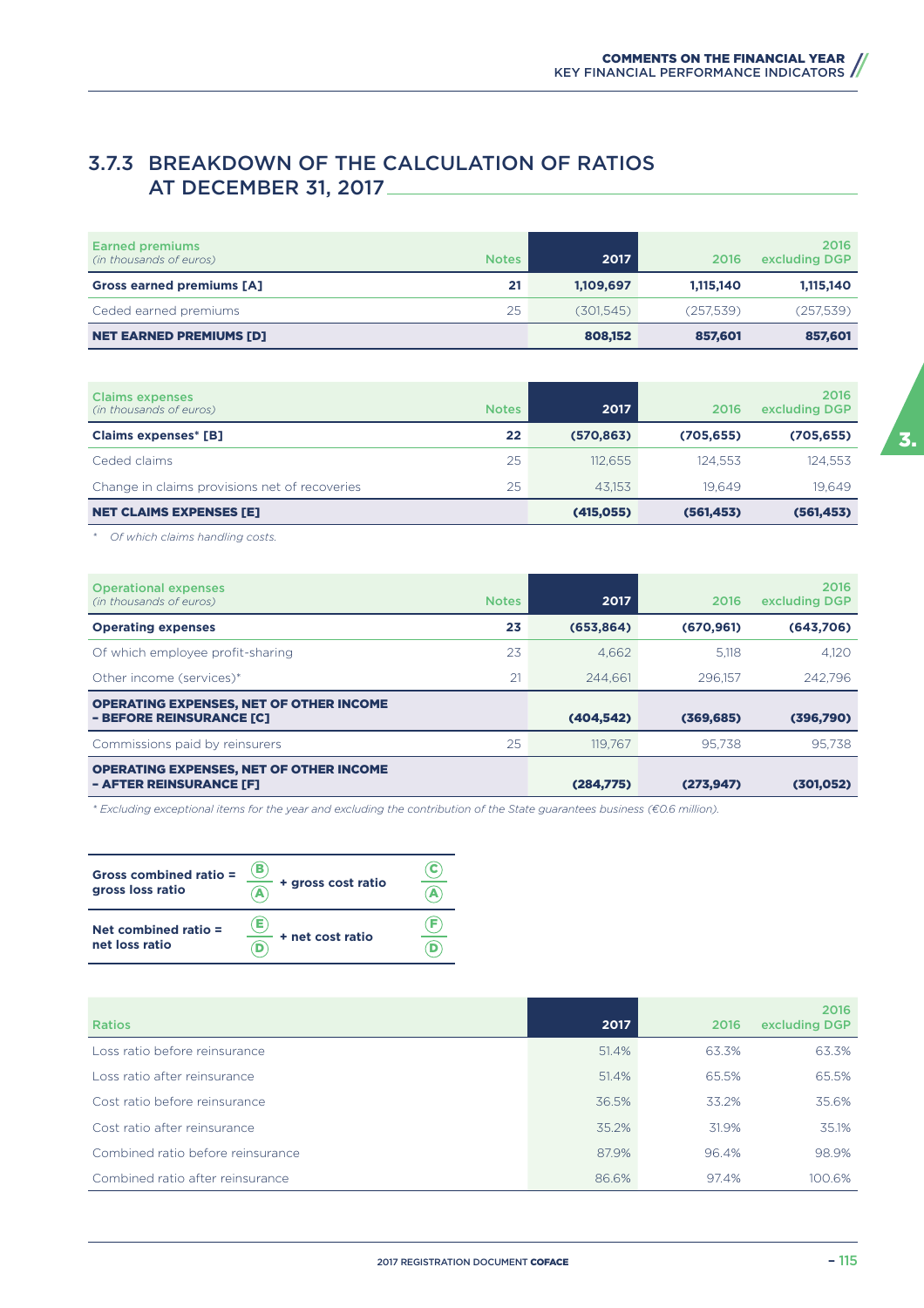## 3.7.3 BREAKDOWN OF THE CALCULATION OF RATIOS AT DECEMBER 31, 2017

| Earned premiums *(in thousands of euros)* | Notes | 2017 | 2016 | 2016 excluding DGP |
|---|---|---|---|---|
| **Gross earned premiums [A]** | **21** | **1,109,697** | **1,115,140** | **1,115,140** |
| Ceded earned premiums | 25 | (301,545) | (257,539) | (257,539) |
| **NET EARNED PREMIUMS [D]** | | **808,152** | **857,601** | **857,601** |

| Claims expenses *(in thousands of euros)* | Notes | 2017 | 2016 | 2016 excluding DGP |
|---|---|---|---|---|
| **Claims expenses* [B]** | **22** | **(570,863)** | **(705,655)** | **(705,655)** |
| Ceded claims | 25 | 112,655 | 124,553 | 124,553 |
| Change in claims provisions net of recoveries | 25 | 43,153 | 19,649 | 19,649 |
| **NET CLAIMS EXPENSES [E]** | | **(415,055)** | **(561,453)** | **(561,453)** |

\* *Of which claims handling costs.*

| Operational expenses *(in thousands of euros)* | Notes | 2017 | 2016 | 2016 excluding DGP |
|---|---|---|---|---|
| **Operating expenses** | **23** | **(653,864)** | **(670,961)** | **(643,706)** |
| Of which employee profit-sharing | 23 | 4,662 | 5,118 | 4,120 |
| Other income (services)* | 21 | 244,661 | 296,157 | 242,796 |
| **OPERATING EXPENSES, NET OF OTHER INCOME – BEFORE REINSURANCE [C]** | | **(404,542)** | **(369,685)** | **(396,790)** |
| Commissions paid by reinsurers | 25 | 119,767 | 95,738 | 95,738 |
| **OPERATING EXPENSES, NET OF OTHER INCOME – AFTER REINSURANCE [F]** | | **(284,775)** | **(273,947)** | **(301,052)** |

*\* Excluding exceptional items for the year and excluding the contribution of the State guarantees business (€0.6 million).*

**Gross combined ratio = gross loss ratio** $\frac{B}{A}$ **+ gross cost ratio** $\frac{C}{A}$

**Net combined ratio = net loss ratio** $\frac{E}{D}$ **+ net cost ratio** $\frac{F}{D}$

| Ratios | 2017 | 2016 | 2016 excluding DGP |
|---|---|---|---|
| Loss ratio before reinsurance | 51.4% | 63.3% | 63.3% |
| Loss ratio after reinsurance | 51.4% | 65.5% | 65.5% |
| Cost ratio before reinsurance | 36.5% | 33.2% | 35.6% |
| Cost ratio after reinsurance | 35.2% | 31.9% | 35.1% |
| Combined ratio before reinsurance | 87.9% | 96.4% | 98.9% |
| Combined ratio after reinsurance | 86.6% | 97.4% | 100.6% |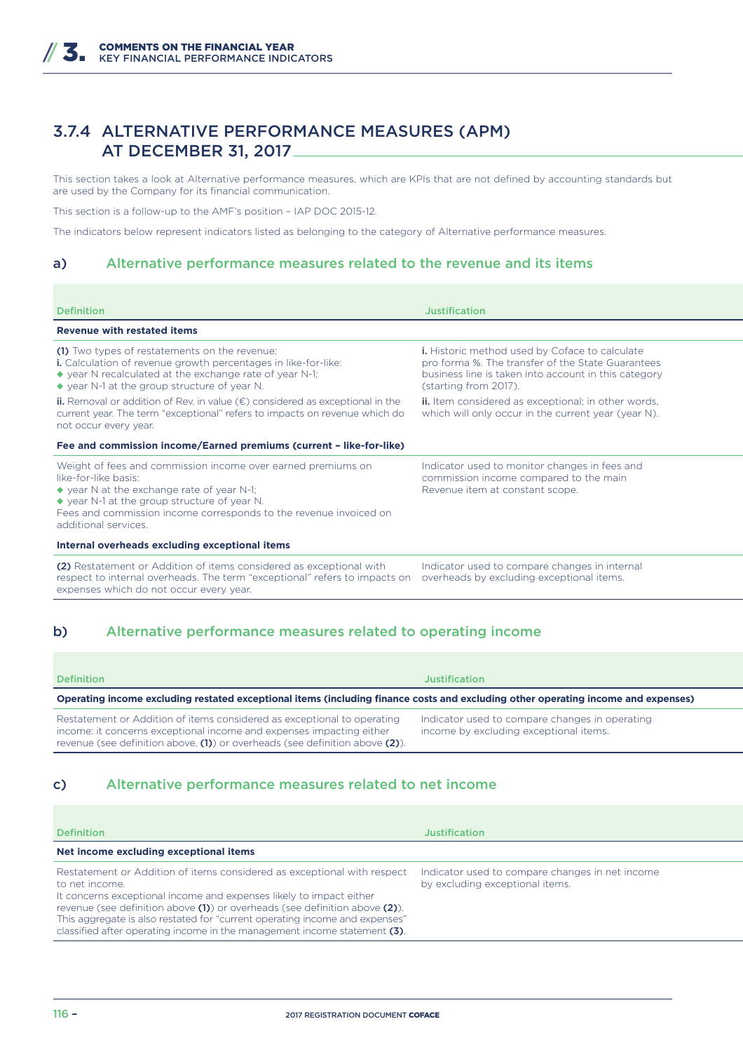## 3.7.4 ALTERNATIVE PERFORMANCE MEASURES (APM) AT DECEMBER 31, 2017

This section takes a look at Alternative performance measures, which are KPIs that are not defined by accounting standards but are used by the Company for its financial communication.

This section is a follow-up to the AMF's position – IAP DOC 2015-12.

The indicators below represent indicators listed as belonging to the category of Alternative performance measures.

### a) Alternative performance measures related to the revenue and its items

| Definition | Justification |
|---|---|
| **Revenue with restated items** | |
| **(1)** Two types of restatements on the revenue:<br>**i.** Calculation of revenue growth percentages in like-for-like:<br>◆ year N recalculated at the exchange rate of year N-1;<br>◆ year N-1 at the group structure of year N.<br>**ii.** Removal or addition of Rev. in value (€) considered as exceptional in the current year. The term "exceptional" refers to impacts on revenue which do not occur every year. | **i.** Historic method used by Coface to calculate pro forma %. The transfer of the State Guarantees business line is taken into account in this category (starting from 2017).<br>**ii.** Item considered as exceptional; in other words, which will only occur in the current year (year N). |
| **Fee and commission income/Earned premiums (current – like-for-like)** | |
| Weight of fees and commission income over earned premiums on like-for-like basis:<br>◆ year N at the exchange rate of year N-1;<br>◆ year N-1 at the group structure of year N.<br>Fees and commission income corresponds to the revenue invoiced on additional services. | Indicator used to monitor changes in fees and commission income compared to the main Revenue item at constant scope. |
| **Internal overheads excluding exceptional items** | |
| **(2)** Restatement or Addition of items considered as exceptional with respect to internal overheads. The term "exceptional" refers to impacts on expenses which do not occur every year. | Indicator used to compare changes in internal overheads by excluding exceptional items. |

### b) Alternative performance measures related to operating income

| Definition | Justification |
|---|---|
| **Operating income excluding restated exceptional items (including finance costs and excluding other operating income and expenses)** | |
| Restatement or Addition of items considered as exceptional to operating income: it concerns exceptional income and expenses impacting either revenue (see definition above, **(1)**) or overheads (see definition above **(2)**). | Indicator used to compare changes in operating income by excluding exceptional items. |

### c) Alternative performance measures related to net income

| Definition | Justification |
|---|---|
| **Net income excluding exceptional items** | |
| Restatement or Addition of items considered as exceptional with respect to net income.<br>It concerns exceptional income and expenses likely to impact either revenue (see definition above **(1)**) or overheads (see definition above **(2)**).<br>This aggregate is also restated for "current operating income and expenses" classified after operating income in the management income statement **(3)**. | Indicator used to compare changes in net income by excluding exceptional items. |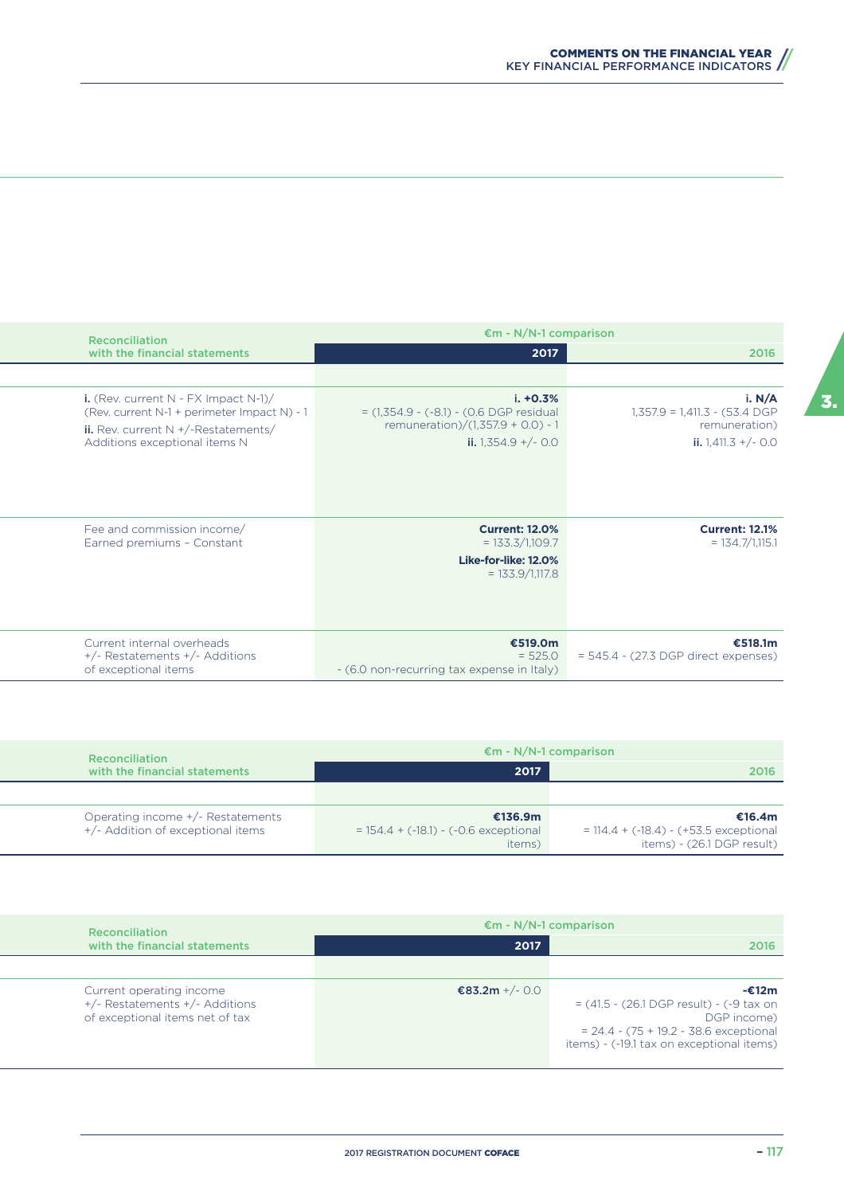| Reconciliation with the financial statements | €m - N/N-1 comparison | |
|---|---|---|
| | **2017** | **2016** |
| **i.** (Rev. current N - FX Impact N-1)/ (Rev. current N-1 + perimeter Impact N) - 1<br>**ii.** Rev. current N +/-Restatements/ Additions exceptional items N | **i. +0.3%**<br>= (1,354.9 - (-8.1) - (0.6 DGP residual remuneration)/(1,357.9 + 0.0) - 1<br>**ii.** 1,354.9 +/- 0.0 | **i. N/A**<br>1,357.9 = 1,411.3 - (53.4 DGP remuneration)<br>**ii.** 1,411.3 +/- 0.0 |
| Fee and commission income/ Earned premiums – Constant | **Current: 12.0%**<br>= 133.3/1,109.7<br>**Like-for-like: 12.0%**<br>= 133.9/1,117.8 | **Current: 12.1%**<br>= 134.7/1,115.1 |
| Current internal overheads +/- Restatements +/- Additions of exceptional items | **€519.0m**<br>= 525.0<br>- (6.0 non-recurring tax expense in Italy) | **€518.1m**<br>= 545.4 - (27.3 DGP direct expenses) |

| Reconciliation with the financial statements | €m - N/N-1 comparison | |
|---|---|---|
| | **2017** | **2016** |
| Operating income +/- Restatements +/- Addition of exceptional items | **€136.9m**<br>= 154.4 + (-18.1) - (-0.6 exceptional items) | **€16.4m**<br>= 114.4 + (-18.4) - (+53.5 exceptional items) - (26.1 DGP result) |

| Reconciliation with the financial statements | €m - N/N-1 comparison | |
|---|---|---|
| | **2017** | **2016** |
| Current operating income +/- Restatements +/- Additions of exceptional items net of tax | **€83.2m** +/- 0.0 | **-€12m**<br>= (41.5 - (26.1 DGP result) - (-9 tax on DGP income)<br>= 24.4 - (75 + 19.2 - 38.6 exceptional items) - (-19.1 tax on exceptional items) |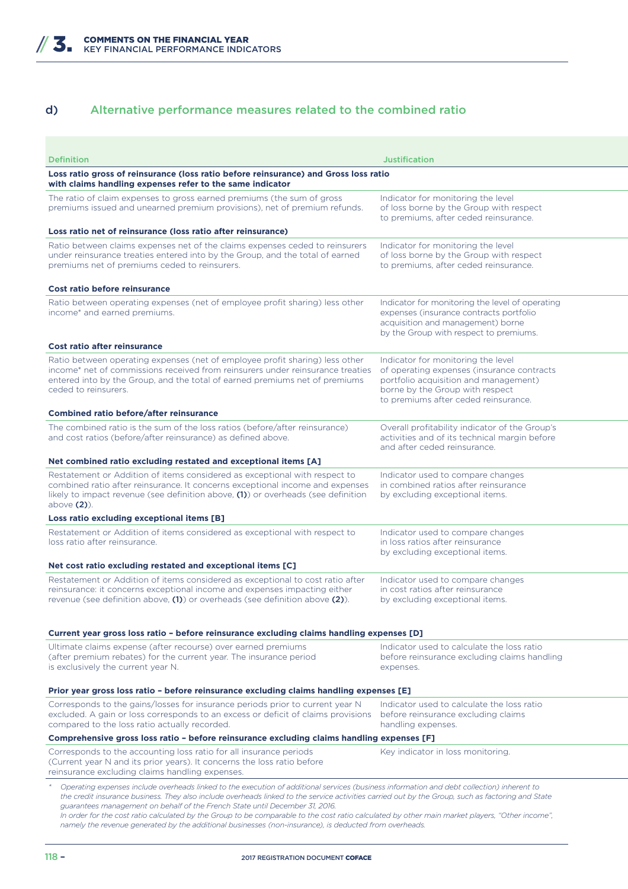## d) Alternative performance measures related to the combined ratio

| Definition | Justification |
|---|---|
| **Loss ratio gross of reinsurance (loss ratio before reinsurance) and Gross loss ratio with claims handling expenses refer to the same indicator** | |
| The ratio of claim expenses to gross earned premiums (the sum of gross premiums issued and unearned premium provisions), net of premium refunds. | Indicator for monitoring the level of loss borne by the Group with respect to premiums, after ceded reinsurance. |
| **Loss ratio net of reinsurance (loss ratio after reinsurance)** | |
| Ratio between claims expenses net of the claims expenses ceded to reinsurers under reinsurance treaties entered into by the Group, and the total of earned premiums net of premiums ceded to reinsurers. | Indicator for monitoring the level of loss borne by the Group with respect to premiums, after ceded reinsurance. |
| **Cost ratio before reinsurance** | |
| Ratio between operating expenses (net of employee profit sharing) less other income* and earned premiums. | Indicator for monitoring the level of operating expenses (insurance contracts portfolio acquisition and management) borne by the Group with respect to premiums. |
| **Cost ratio after reinsurance** | |
| Ratio between operating expenses (net of employee profit sharing) less other income* net of commissions received from reinsurers under reinsurance treaties entered into by the Group, and the total of earned premiums net of premiums ceded to reinsurers. | Indicator for monitoring the level of operating expenses (insurance contracts portfolio acquisition and management) borne by the Group with respect to premiums after ceded reinsurance. |
| **Combined ratio before/after reinsurance** | |
| The combined ratio is the sum of the loss ratios (before/after reinsurance) and cost ratios (before/after reinsurance) as defined above. | Overall profitability indicator of the Group's activities and of its technical margin before and after ceded reinsurance. |
| **Net combined ratio excluding restated and exceptional items [A]** | |
| Restatement or Addition of items considered as exceptional with respect to combined ratio after reinsurance. It concerns exceptional income and expenses likely to impact revenue (see definition above, **(1)**) or overheads (see definition above **(2)**). | Indicator used to compare changes in combined ratios after reinsurance by excluding exceptional items. |
| **Loss ratio excluding exceptional items [B]** | |
| Restatement or Addition of items considered as exceptional with respect to loss ratio after reinsurance. | Indicator used to compare changes in loss ratios after reinsurance by excluding exceptional items. |
| **Net cost ratio excluding restated and exceptional items [C]** | |
| Restatement or Addition of items considered as exceptional to cost ratio after reinsurance: it concerns exceptional income and expenses impacting either revenue (see definition above, **(1)**) or overheads (see definition above **(2)**). | Indicator used to compare changes in cost ratios after reinsurance by excluding exceptional items. |
| **Current year gross loss ratio – before reinsurance excluding claims handling expenses [D]** | |
| Ultimate claims expense (after recourse) over earned premiums (after premium rebates) for the current year. The insurance period is exclusively the current year N. | Indicator used to calculate the loss ratio before reinsurance excluding claims handling expenses. |
| **Prior year gross loss ratio – before reinsurance excluding claims handling expenses [E]** | |
| Corresponds to the gains/losses for insurance periods prior to current year N excluded. A gain or loss corresponds to an excess or deficit of claims provisions compared to the loss ratio actually recorded. | Indicator used to calculate the loss ratio before reinsurance excluding claims handling expenses. |
| **Comprehensive gross loss ratio – before reinsurance excluding claims handling expenses [F]** | |
| Corresponds to the accounting loss ratio for all insurance periods (Current year N and its prior years). It concerns the loss ratio before reinsurance excluding claims handling expenses. | Key indicator in loss monitoring. |

\* *Operating expenses include overheads linked to the execution of additional services (business information and debt collection) inherent to the credit insurance business. They also include overheads linked to the service activities carried out by the Group, such as factoring and State guarantees management on behalf of the French State until December 31, 2016.*
*In order for the cost ratio calculated by the Group to be comparable to the cost ratio calculated by other main market players, "Other income", namely the revenue generated by the additional businesses (non-insurance), is deducted from overheads.*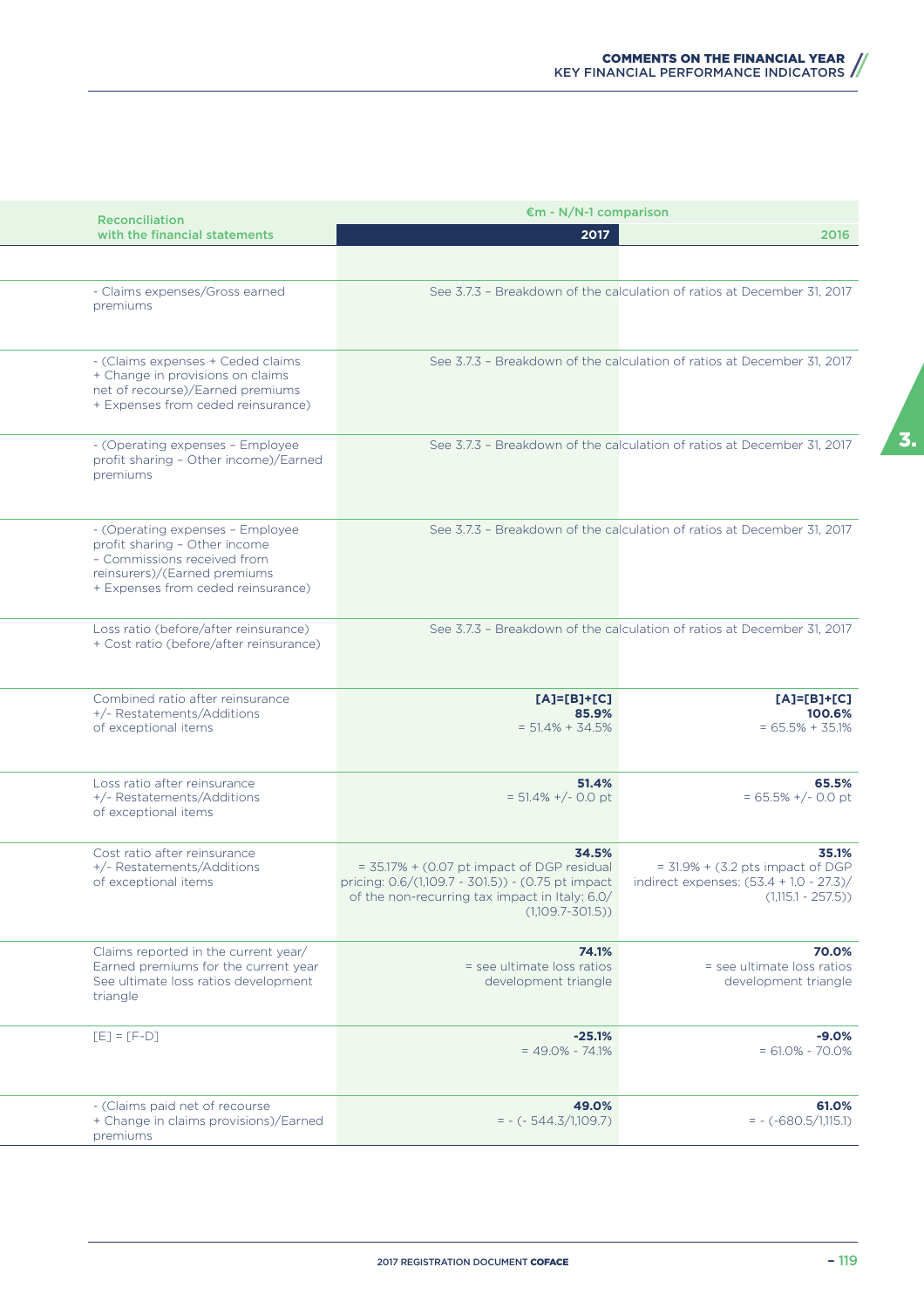| Reconciliation with the financial statements | €m - N/N-1 comparison | |
|---|---|---|
| | 2017 | 2016 |
| | | |
| - Claims expenses/Gross earned premiums | See 3.7.3 – Breakdown of the calculation of ratios at December 31, 2017 | |
| - (Claims expenses + Ceded claims + Change in provisions on claims net of recourse)/Earned premiums + Expenses from ceded reinsurance) | See 3.7.3 – Breakdown of the calculation of ratios at December 31, 2017 | |
| - (Operating expenses – Employee profit sharing – Other income)/Earned premiums | See 3.7.3 – Breakdown of the calculation of ratios at December 31, 2017 | |
| - (Operating expenses – Employee profit sharing – Other income – Commissions received from reinsurers)/(Earned premiums + Expenses from ceded reinsurance) | See 3.7.3 – Breakdown of the calculation of ratios at December 31, 2017 | |
| Loss ratio (before/after reinsurance) + Cost ratio (before/after reinsurance) | See 3.7.3 – Breakdown of the calculation of ratios at December 31, 2017 | |
| Combined ratio after reinsurance +/- Restatements/Additions of exceptional items | **[A]=[B]+[C]** **85.9%** = 51.4% + 34.5% | **[A]=[B]+[C]** **100.6%** = 65.5% + 35.1% |
| Loss ratio after reinsurance +/- Restatements/Additions of exceptional items | **51.4%** = 51.4% +/- 0.0 pt | **65.5%** = 65.5% +/- 0.0 pt |
| Cost ratio after reinsurance +/- Restatements/Additions of exceptional items | **34.5%** = 35.17% + (0.07 pt impact of DGP residual pricing: 0.6/(1,109.7 - 301.5)) - (0.75 pt impact of the non-recurring tax impact in Italy: 6.0/(1,109.7-301.5)) | **35.1%** = 31.9% + (3.2 pts impact of DGP indirect expenses: (53.4 + 1.0 - 27.3)/(1,115.1 - 257.5)) |
| Claims reported in the current year/ Earned premiums for the current year See ultimate loss ratios development triangle | **74.1%** = see ultimate loss ratios development triangle | **70.0%** = see ultimate loss ratios development triangle |
| [E] = [F-D] | **-25.1%** = 49.0% - 74.1% | **-9.0%** = 61.0% - 70.0% |
| - (Claims paid net of recourse + Change in claims provisions)/Earned premiums | **49.0%** = - (- 544.3/1,109.7) | **61.0%** = - (-680.5/1,115.1) |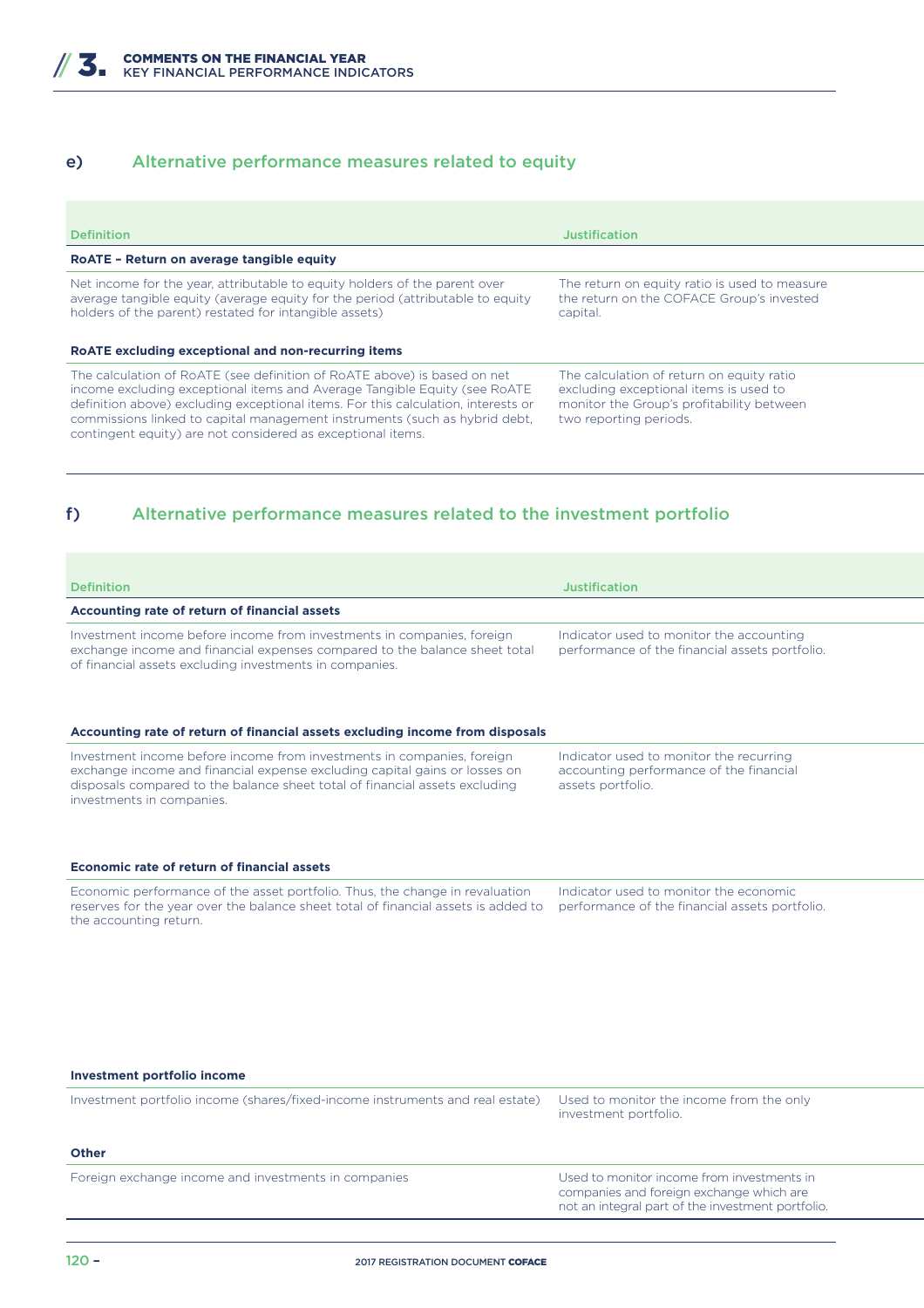## e) Alternative performance measures related to equity

| Definition | Justification |
|---|---|
| **RoATE – Return on average tangible equity** | |
| Net income for the year, attributable to equity holders of the parent over average tangible equity (average equity for the period (attributable to equity holders of the parent) restated for intangible assets) | The return on equity ratio is used to measure the return on the COFACE Group's invested capital. |
| **RoATE excluding exceptional and non-recurring items** | |
| The calculation of RoATE (see definition of RoATE above) is based on net income excluding exceptional items and Average Tangible Equity (see RoATE definition above) excluding exceptional items. For this calculation, interests or commissions linked to capital management instruments (such as hybrid debt, contingent equity) are not considered as exceptional items. | The calculation of return on equity ratio excluding exceptional items is used to monitor the Group's profitability between two reporting periods. |

## f) Alternative performance measures related to the investment portfolio

| Definition | Justification |
|---|---|
| **Accounting rate of return of financial assets** | |
| Investment income before income from investments in companies, foreign exchange income and financial expenses compared to the balance sheet total of financial assets excluding investments in companies. | Indicator used to monitor the accounting performance of the financial assets portfolio. |
| **Accounting rate of return of financial assets excluding income from disposals** | |
| Investment income before income from investments in companies, foreign exchange income and financial expense excluding capital gains or losses on disposals compared to the balance sheet total of financial assets excluding investments in companies. | Indicator used to monitor the recurring accounting performance of the financial assets portfolio. |
| **Economic rate of return of financial assets** | |
| Economic performance of the asset portfolio. Thus, the change in revaluation reserves for the year over the balance sheet total of financial assets is added to the accounting return. | Indicator used to monitor the economic performance of the financial assets portfolio. |
| **Investment portfolio income** | |
| Investment portfolio income (shares/fixed-income instruments and real estate) | Used to monitor the income from the only investment portfolio. |
| **Other** | |
| Foreign exchange income and investments in companies | Used to monitor income from investments in companies and foreign exchange which are not an integral part of the investment portfolio. |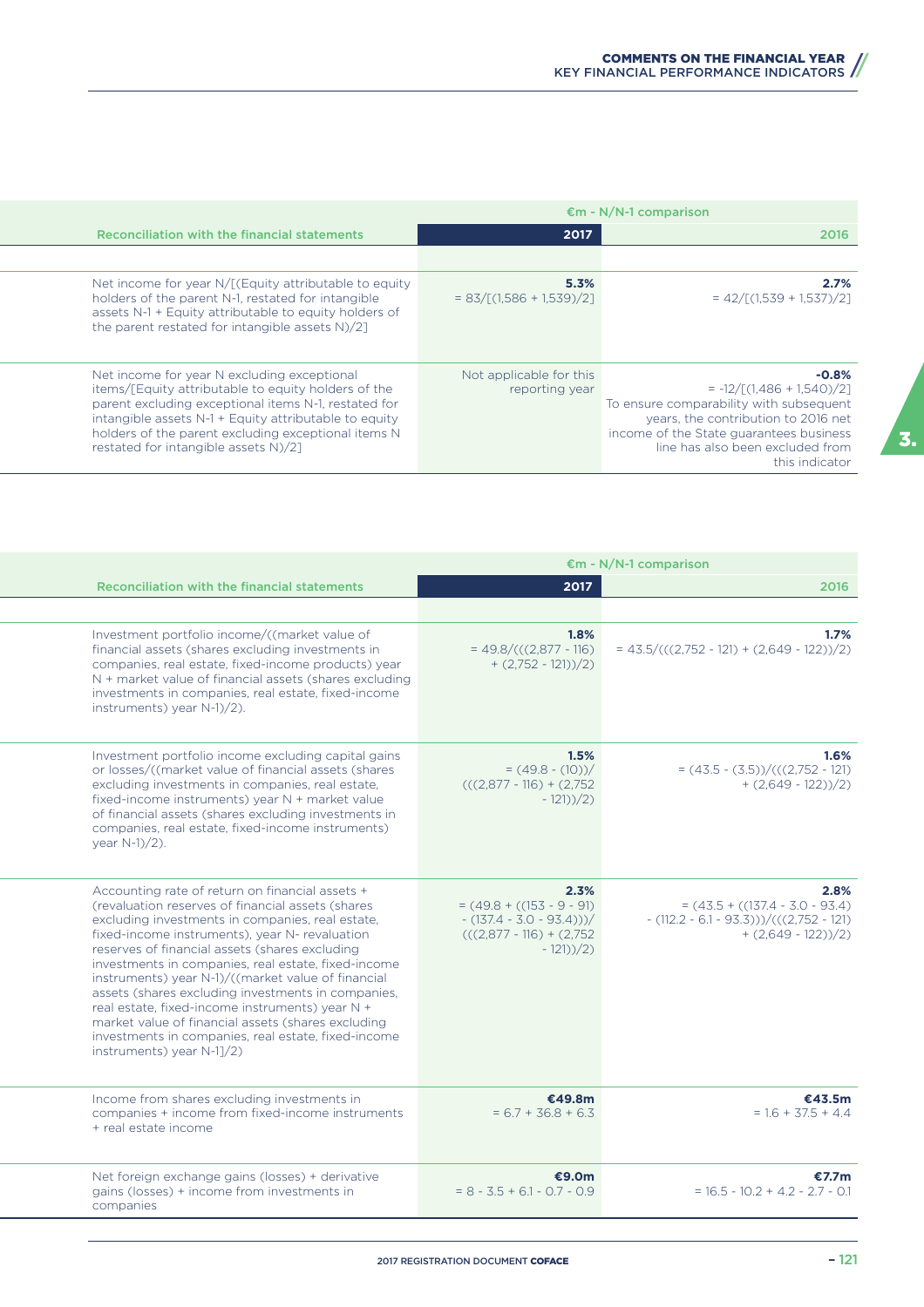| Reconciliation with the financial statements | €m - N/N-1 comparison | |
|---|---|---|
| | 2017 | 2016 |
| Net income for year N/[(Equity attributable to equity holders of the parent N-1, restated for intangible assets N-1 + Equity attributable to equity holders of the parent restated for intangible assets N)/2] | **5.3%**<br>= 83/[(1,586 + 1,539)/2] | **2.7%**<br>= 42/[(1,539 + 1,537)/2] |
| Net income for year N excluding exceptional items/[Equity attributable to equity holders of the parent excluding exceptional items N-1, restated for intangible assets N-1 + Equity attributable to equity holders of the parent excluding exceptional items N restated for intangible assets N)/2] | Not applicable for this reporting year | **-0.8%**<br>= -12/[(1,486 + 1,540)/2]<br>To ensure comparability with subsequent years, the contribution to 2016 net income of the State guarantees business line has also been excluded from this indicator |

| Reconciliation with the financial statements | €m - N/N-1 comparison | |
|---|---|---|
| | 2017 | 2016 |
| Investment portfolio income/((market value of financial assets (shares excluding investments in companies, real estate, fixed-income products) year N + market value of financial assets (shares excluding investments in companies, real estate, fixed-income instruments) year N-1)/2). | **1.8%**<br>= 49.8/(((2,877 - 116) + (2,752 - 121))/2) | **1.7%**<br>= 43.5/(((2,752 - 121) + (2,649 - 122))/2) |
| Investment portfolio income excluding capital gains or losses/((market value of financial assets (shares excluding investments in companies, real estate, fixed-income instruments) year N + market value of financial assets (shares excluding investments in companies, real estate, fixed-income instruments) year N-1)/2). | **1.5%**<br>= (49.8 - (10))/(((2,877 - 116) + (2,752 - 121))/2) | **1.6%**<br>= (43.5 - (3.5))/(((2,752 - 121) + (2,649 - 122))/2) |
| Accounting rate of return on financial assets + (revaluation reserves of financial assets (shares excluding investments in companies, real estate, fixed-income instruments), year N- revaluation reserves of financial assets (shares excluding investments in companies, real estate, fixed-income instruments) year N-1)/((market value of financial assets (shares excluding investments in companies, real estate, fixed-income instruments) year N + market value of financial assets (shares excluding investments in companies, real estate, fixed-income instruments) year N-1]/2) | **2.3%**<br>= (49.8 + ((153 - 9 - 91) - (137.4 - 3.0 - 93.4)))/(((2,877 - 116) + (2,752 - 121))/2) | **2.8%**<br>= (43.5 + ((137.4 - 3.0 - 93.4) - (112.2 - 6.1 - 93.3)))/(((2,752 - 121) + (2,649 - 122))/2) |
| Income from shares excluding investments in companies + income from fixed-income instruments + real estate income | **€49.8m**<br>= 6.7 + 36.8 + 6.3 | **€43.5m**<br>= 1.6 + 37.5 + 4.4 |
| Net foreign exchange gains (losses) + derivative gains (losses) + income from investments in companies | **€9.0m**<br>= 8 - 3.5 + 6.1 - 0.7 - 0.9 | **€7.7m**<br>= 16.5 - 10.2 + 4.2 - 2.7 - 0.1 |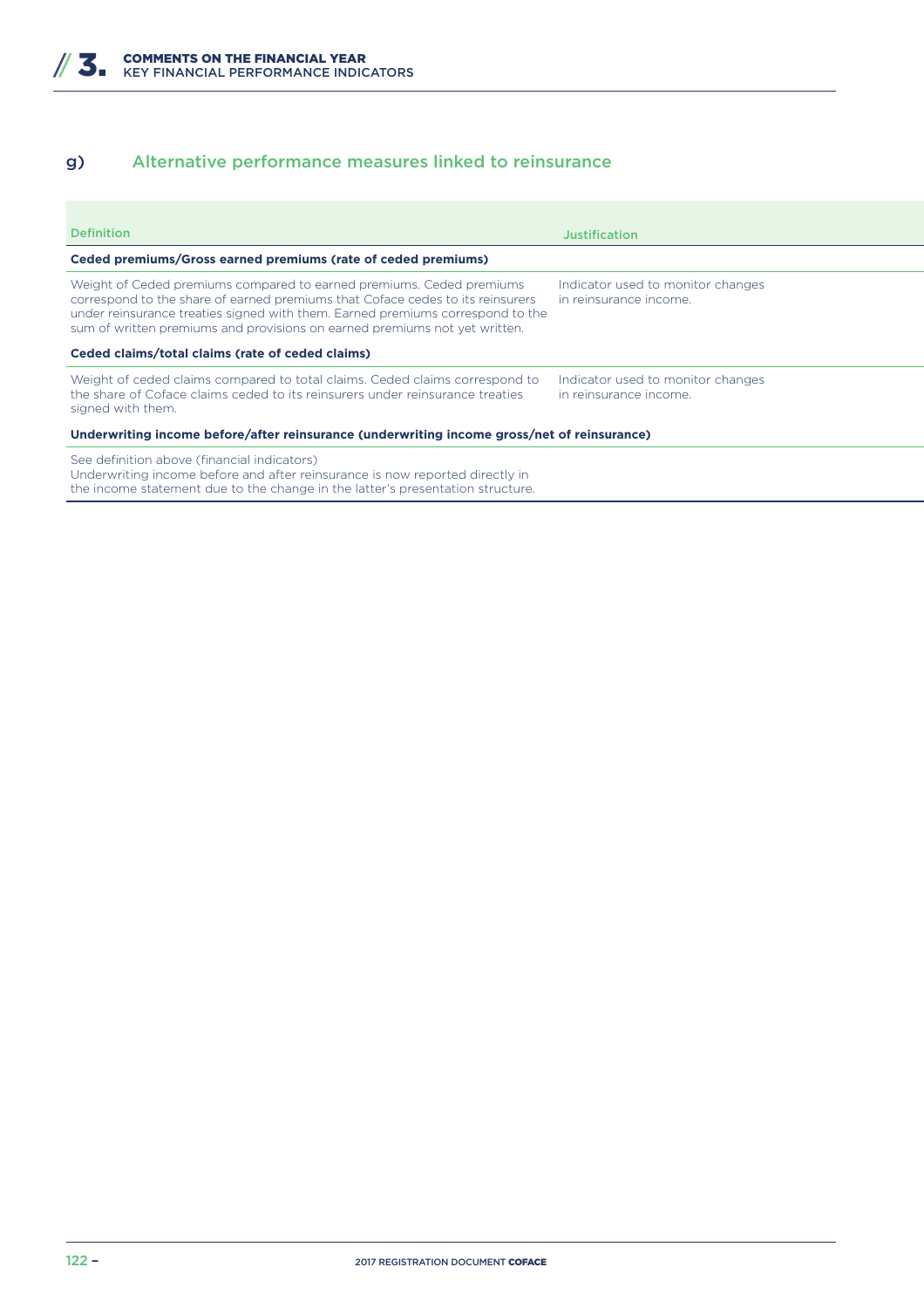## g) Alternative performance measures linked to reinsurance

| Definition | Justification |
|---|---|
| **Ceded premiums/Gross earned premiums (rate of ceded premiums)** | |
| Weight of Ceded premiums compared to earned premiums. Ceded premiums correspond to the share of earned premiums that Coface cedes to its reinsurers under reinsurance treaties signed with them. Earned premiums correspond to the sum of written premiums and provisions on earned premiums not yet written. | Indicator used to monitor changes in reinsurance income. |
| **Ceded claims/total claims (rate of ceded claims)** | |
| Weight of ceded claims compared to total claims. Ceded claims correspond to the share of Coface claims ceded to its reinsurers under reinsurance treaties signed with them. | Indicator used to monitor changes in reinsurance income. |
| **Underwriting income before/after reinsurance (underwriting income gross/net of reinsurance)** | |
| See definition above (financial indicators) Underwriting income before and after reinsurance is now reported directly in the income statement due to the change in the latter's presentation structure. | |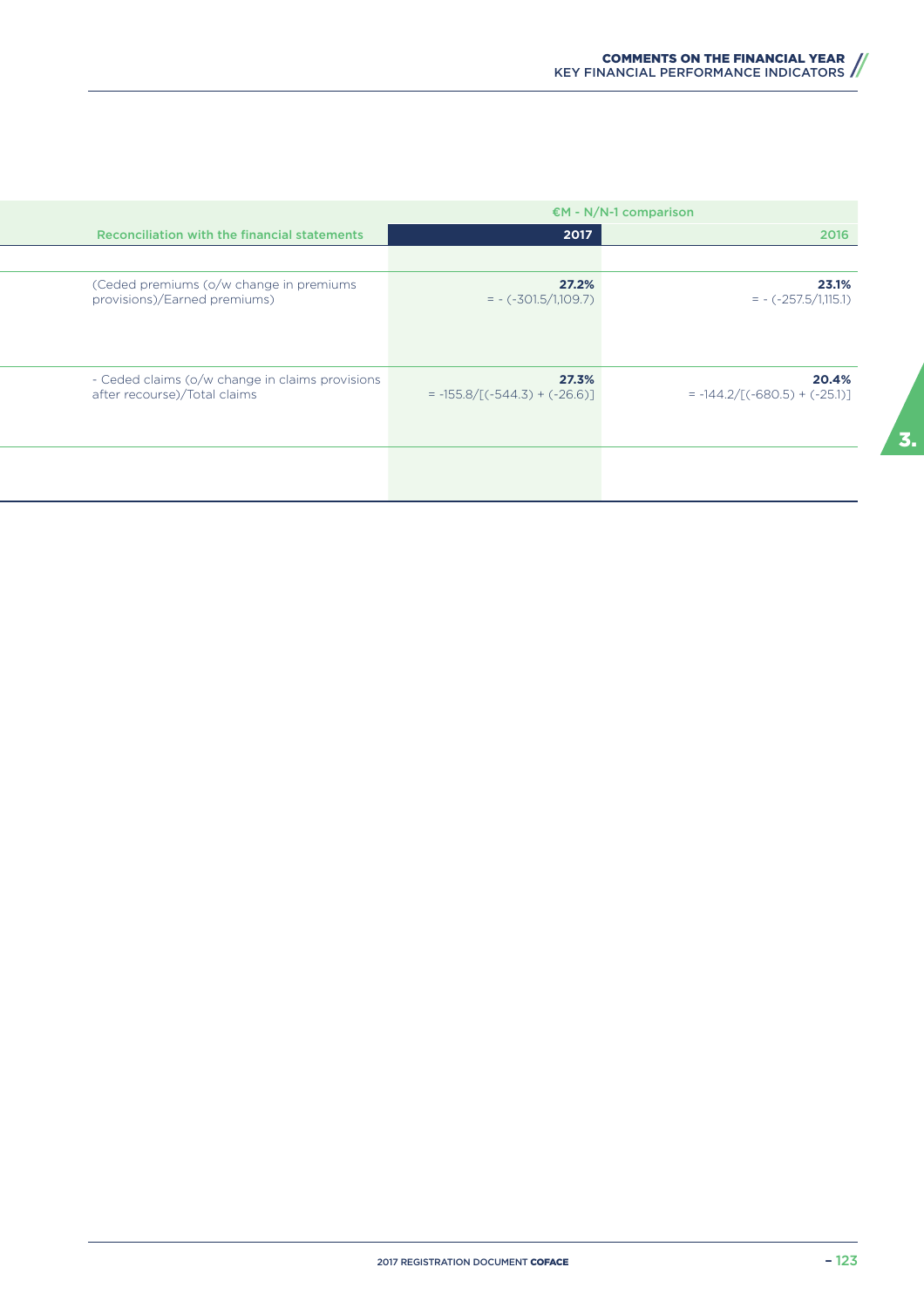| Reconciliation with the financial statements | €M - N/N-1 comparison | |
|---|---|---|
| | **2017** | **2016** |
| (Ceded premiums (o/w change in premiums provisions)/Earned premiums) | **27.2%** = - (-301.5/1,109.7) | **23.1%** = - (-257.5/1,115.1) |
| - Ceded claims (o/w change in claims provisions after recourse)/Total claims | **27.3%** = -155.8/[(-544.3) + (-26.6)] | **20.4%** = -144.2/[(-680.5) + (-25.1)] |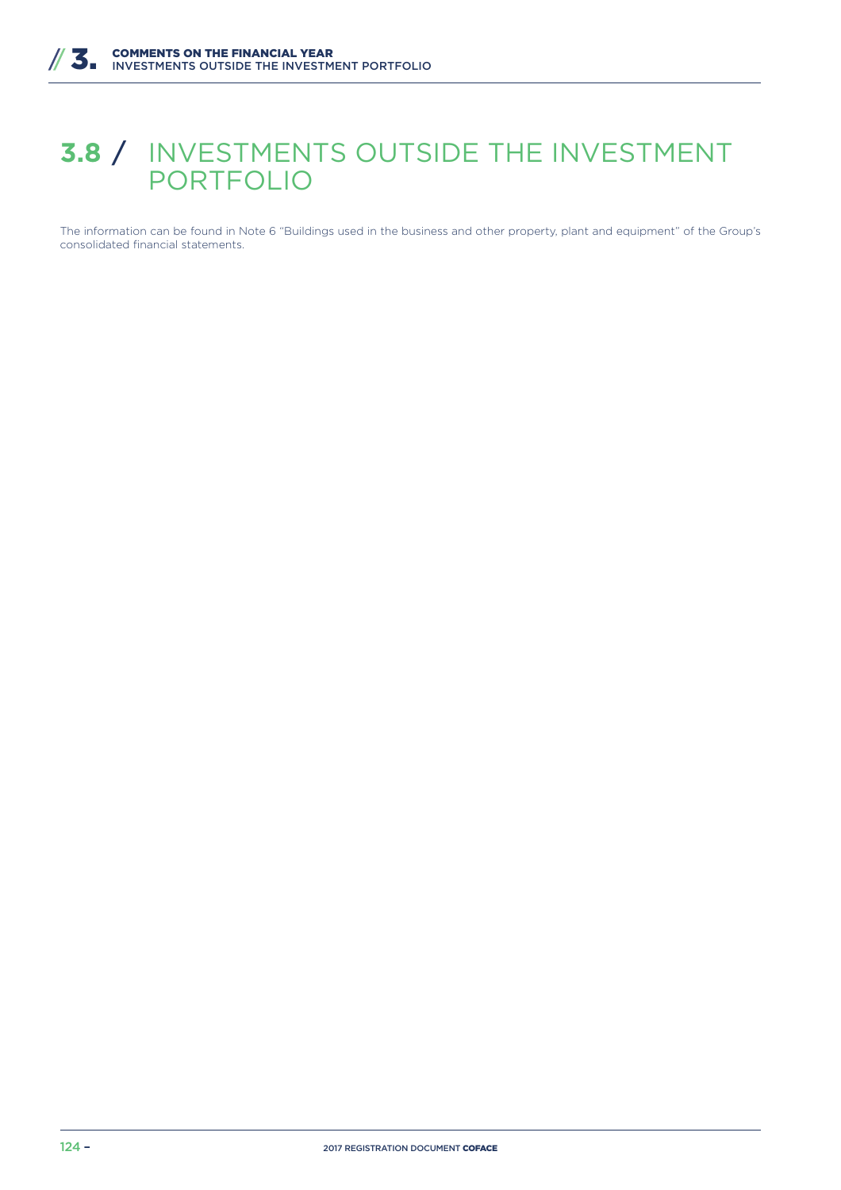## 3.8 / INVESTMENTS OUTSIDE THE INVESTMENT PORTFOLIO

The information can be found in Note 6 "Buildings used in the business and other property, plant and equipment" of the Group's consolidated financial statements.